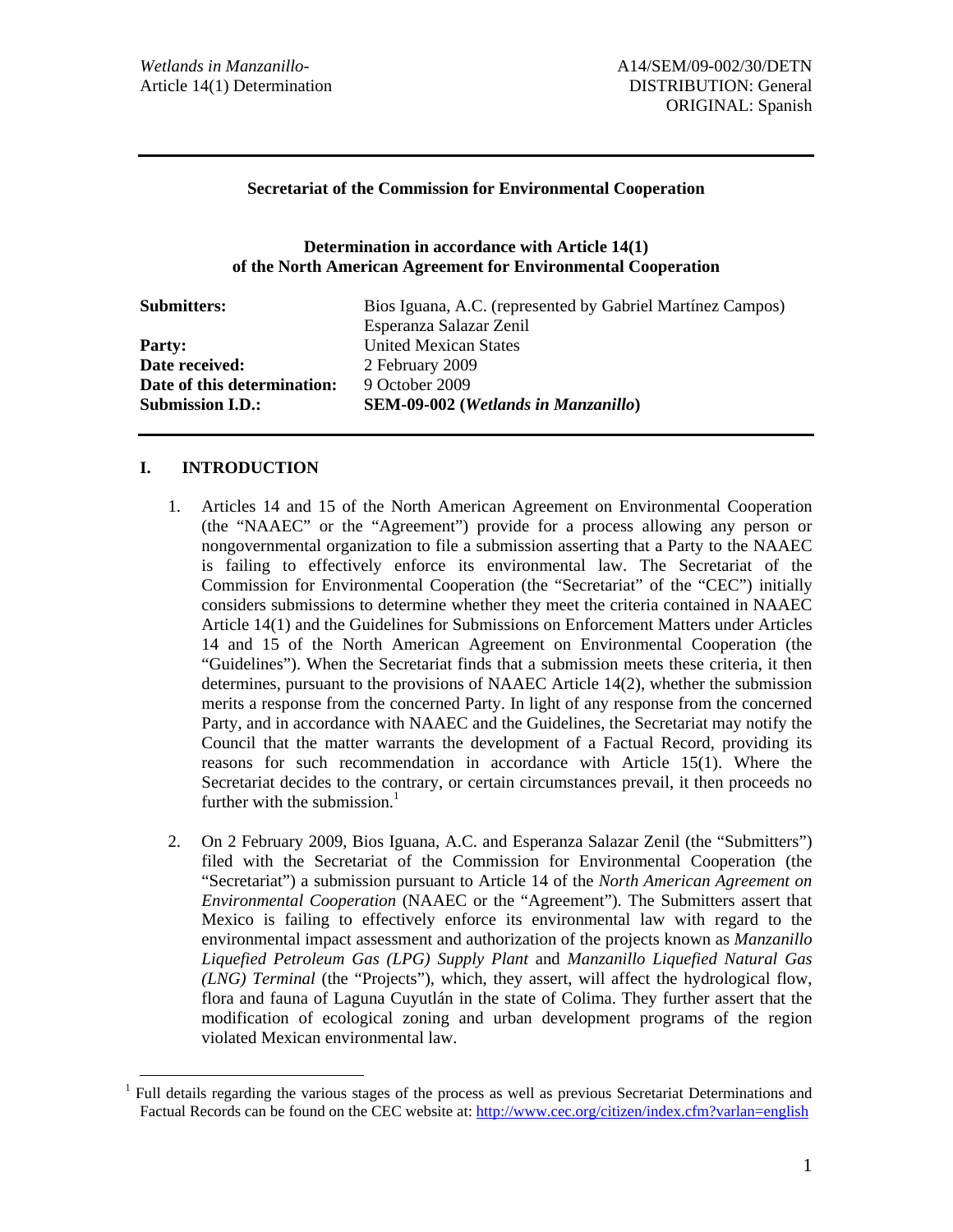*Wetlands in Manzanillo-*
Article 14(1) Determination

A14/SEM/09-002/30/DETN
DISTRIBUTION: General
ORIGINAL: Spanish

---

**Secretariat of the Commission for Environmental Cooperation**

**Determination in accordance with Article 14(1) of the North American Agreement for Environmental Cooperation**

| | |
|---|---|
| **Submitters:** | Bios Iguana, A.C. (represented by Gabriel Martínez Campos) Esperanza Salazar Zenil |
| **Party:** | United Mexican States |
| **Date received:** | 2 February 2009 |
| **Date of this determination:** | 9 October 2009 |
| **Submission I.D.:** | **SEM-09-002 (*Wetlands in Manzanillo*)** |

---

## I. INTRODUCTION

1. Articles 14 and 15 of the North American Agreement on Environmental Cooperation (the "NAAEC" or the "Agreement") provide for a process allowing any person or nongovernmental organization to file a submission asserting that a Party to the NAAEC is failing to effectively enforce its environmental law. The Secretariat of the Commission for Environmental Cooperation (the "Secretariat" of the "CEC") initially considers submissions to determine whether they meet the criteria contained in NAAEC Article 14(1) and the Guidelines for Submissions on Enforcement Matters under Articles 14 and 15 of the North American Agreement on Environmental Cooperation (the "Guidelines"). When the Secretariat finds that a submission meets these criteria, it then determines, pursuant to the provisions of NAAEC Article 14(2), whether the submission merits a response from the concerned Party. In light of any response from the concerned Party, and in accordance with NAAEC and the Guidelines, the Secretariat may notify the Council that the matter warrants the development of a Factual Record, providing its reasons for such recommendation in accordance with Article 15(1). Where the Secretariat decides to the contrary, or certain circumstances prevail, it then proceeds no further with the submission.[1]

2. On 2 February 2009, Bios Iguana, A.C. and Esperanza Salazar Zenil (the "Submitters") filed with the Secretariat of the Commission for Environmental Cooperation (the "Secretariat") a submission pursuant to Article 14 of the *North American Agreement on Environmental Cooperation* (NAAEC or the "Agreement"). The Submitters assert that Mexico is failing to effectively enforce its environmental law with regard to the environmental impact assessment and authorization of the projects known as *Manzanillo Liquefied Petroleum Gas (LPG) Supply Plant* and *Manzanillo Liquefied Natural Gas (LNG) Terminal* (the "Projects"), which, they assert, will affect the hydrological flow, flora and fauna of Laguna Cuyutlán in the state of Colima. They further assert that the modification of ecological zoning and urban development programs of the region violated Mexican environmental law.

---

[1] Full details regarding the various stages of the process as well as previous Secretariat Determinations and Factual Records can be found on the CEC website at: http://www.cec.org/citizen/index.cfm?varlan=english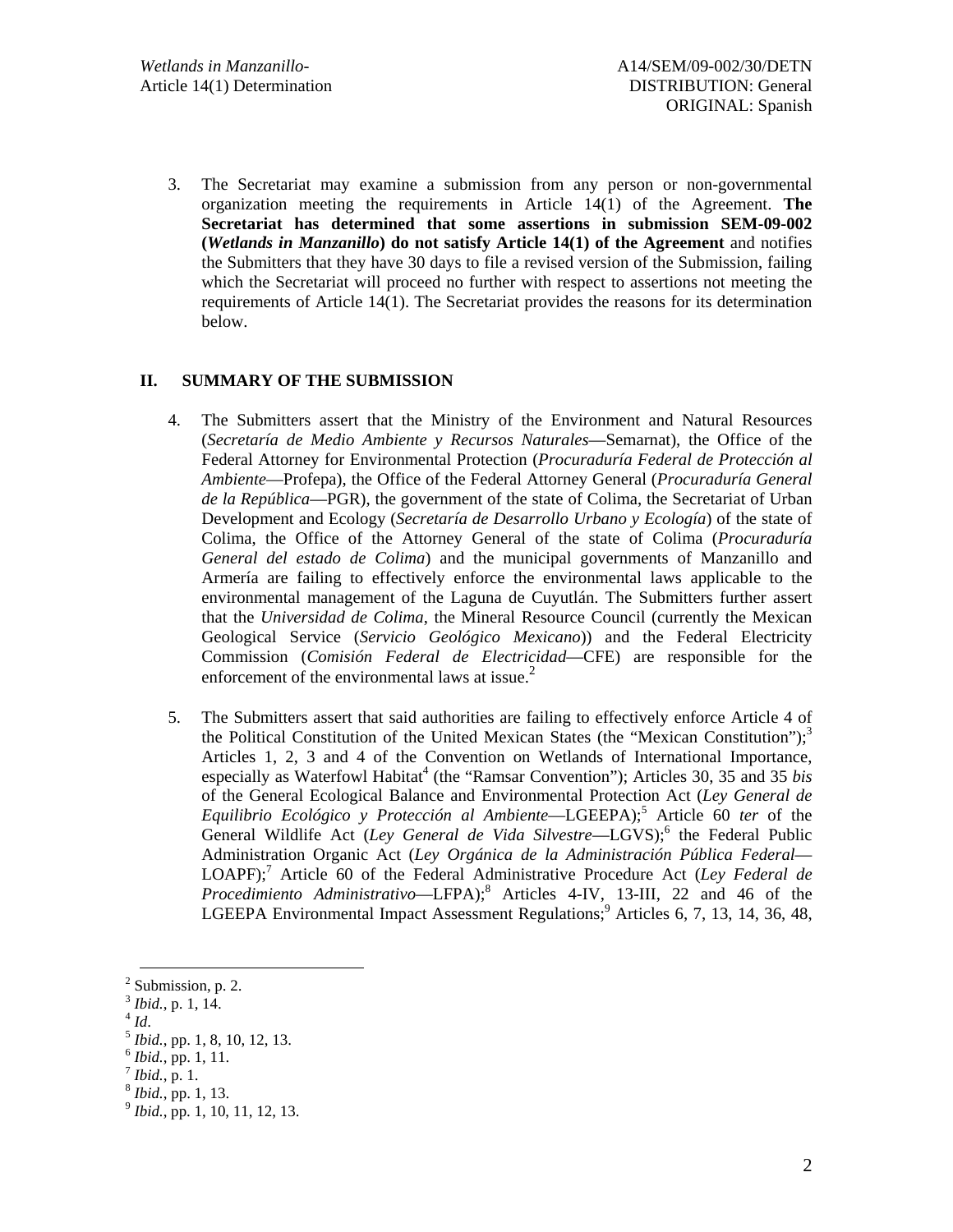3. The Secretariat may examine a submission from any person or non-governmental organization meeting the requirements in Article 14(1) of the Agreement. **The Secretariat has determined that some assertions in submission SEM-09-002 (*Wetlands in Manzanillo*) do not satisfy Article 14(1) of the Agreement** and notifies the Submitters that they have 30 days to file a revised version of the Submission, failing which the Secretariat will proceed no further with respect to assertions not meeting the requirements of Article 14(1). The Secretariat provides the reasons for its determination below.

## II. SUMMARY OF THE SUBMISSION

4. The Submitters assert that the Ministry of the Environment and Natural Resources (*Secretaría de Medio Ambiente y Recursos Naturales*—Semarnat), the Office of the Federal Attorney for Environmental Protection (*Procuraduría Federal de Protección al Ambiente*—Profepa), the Office of the Federal Attorney General (*Procuraduría General de la República*—PGR), the government of the state of Colima, the Secretariat of Urban Development and Ecology (*Secretaría de Desarrollo Urbano y Ecología*) of the state of Colima, the Office of the Attorney General of the state of Colima (*Procuraduría General del estado de Colima*) and the municipal governments of Manzanillo and Armería are failing to effectively enforce the environmental laws applicable to the environmental management of the Laguna de Cuyutlán. The Submitters further assert that the *Universidad de Colima*, the Mineral Resource Council (currently the Mexican Geological Service (*Servicio Geológico Mexicano*)) and the Federal Electricity Commission (*Comisión Federal de Electricidad*—CFE) are responsible for the enforcement of the environmental laws at issue.[2]

5. The Submitters assert that said authorities are failing to effectively enforce Article 4 of the Political Constitution of the United Mexican States (the "Mexican Constitution");[3] Articles 1, 2, 3 and 4 of the Convention on Wetlands of International Importance, especially as Waterfowl Habitat[4] (the "Ramsar Convention"); Articles 30, 35 and 35 *bis* of the General Ecological Balance and Environmental Protection Act (*Ley General de Equilibrio Ecológico y Protección al Ambiente*—LGEEPA);[5] Article 60 *ter* of the General Wildlife Act (*Ley General de Vida Silvestre*—LGVS);[6] the Federal Public Administration Organic Act (*Ley Orgánica de la Administración Pública Federal*—LOAPF);[7] Article 60 of the Federal Administrative Procedure Act (*Ley Federal de Procedimiento Administrativo*—LFPA);[8] Articles 4-IV, 13-III, 22 and 46 of the LGEEPA Environmental Impact Assessment Regulations;[9] Articles 6, 7, 13, 14, 36, 48,

---

[2] Submission, p. 2.
[3] *Ibid.*, p. 1, 14.
[4] *Id*.
[5] *Ibid.*, pp. 1, 8, 10, 12, 13.
[6] *Ibid.*, pp. 1, 11.
[7] *Ibid.*, p. 1.
[8] *Ibid.*, pp. 1, 13.
[9] *Ibid.*, pp. 1, 10, 11, 12, 13.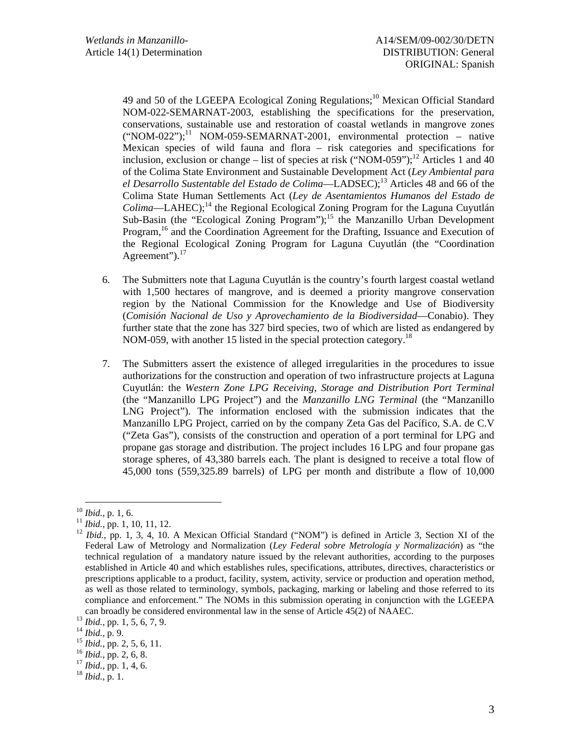49 and 50 of the LGEEPA Ecological Zoning Regulations;[10] Mexican Official Standard NOM-022-SEMARNAT-2003, establishing the specifications for the preservation, conservations, sustainable use and restoration of coastal wetlands in mangrove zones ("NOM-022");[11] NOM-059-SEMARNAT-2001, environmental protection – native Mexican species of wild fauna and flora – risk categories and specifications for inclusion, exclusion or change – list of species at risk ("NOM-059");[12] Articles 1 and 40 of the Colima State Environment and Sustainable Development Act (*Ley Ambiental para el Desarrollo Sustentable del Estado de Colima*—LADSEC);[13] Articles 48 and 66 of the Colima State Human Settlements Act (*Ley de Asentamientos Humanos del Estado de Colima*—LAHEC);[14] the Regional Ecological Zoning Program for the Laguna Cuyutlán Sub-Basin (the "Ecological Zoning Program");[15] the Manzanillo Urban Development Program,[16] and the Coordination Agreement for the Drafting, Issuance and Execution of the Regional Ecological Zoning Program for Laguna Cuyutlán (the "Coordination Agreement").[17]

6. The Submitters note that Laguna Cuyutlán is the country's fourth largest coastal wetland with 1,500 hectares of mangrove, and is deemed a priority mangrove conservation region by the National Commission for the Knowledge and Use of Biodiversity (*Comisión Nacional de Uso y Aprovechamiento de la Biodiversidad*—Conabio). They further state that the zone has 327 bird species, two of which are listed as endangered by NOM-059, with another 15 listed in the special protection category.[18]

7. The Submitters assert the existence of alleged irregularities in the procedures to issue authorizations for the construction and operation of two infrastructure projects at Laguna Cuyutlán: the *Western Zone LPG Receiving, Storage and Distribution Port Terminal* (the "Manzanillo LPG Project") and the *Manzanillo LNG Terminal* (the "Manzanillo LNG Project"). The information enclosed with the submission indicates that the Manzanillo LPG Project, carried on by the company Zeta Gas del Pacífico, S.A. de C.V ("Zeta Gas"), consists of the construction and operation of a port terminal for LPG and propane gas storage and distribution. The project includes 16 LPG and four propane gas storage spheres, of 43,380 barrels each. The plant is designed to receive a total flow of 45,000 tons (559,325.89 barrels) of LPG per month and distribute a flow of 10,000

---

[10] *Ibid.*, p. 1, 6.

[11] *Ibid.*, pp. 1, 10, 11, 12.

[12] *Ibid.*, pp. 1, 3, 4, 10. A Mexican Official Standard ("NOM") is defined in Article 3, Section XI of the Federal Law of Metrology and Normalization (*Ley Federal sobre Metrología y Normalización*) as "the technical regulation of a mandatory nature issued by the relevant authorities, according to the purposes established in Article 40 and which establishes rules, specifications, attributes, directives, characteristics or prescriptions applicable to a product, facility, system, activity, service or production and operation method, as well as those related to terminology, symbols, packaging, marking or labeling and those referred to its compliance and enforcement." The NOMs in this submission operating in conjunction with the LGEEPA can broadly be considered environmental law in the sense of Article 45(2) of NAAEC.

[13] *Ibid.*, pp. 1, 5, 6, 7, 9.

[14] *Ibid.*, p. 9.

[15] *Ibid.*, pp. 2, 5, 6, 11.

[16] *Ibid.*, pp. 2, 6, 8.

[17] *Ibid.*, pp. 1, 4, 6.

[18] *Ibid.*, p. 1.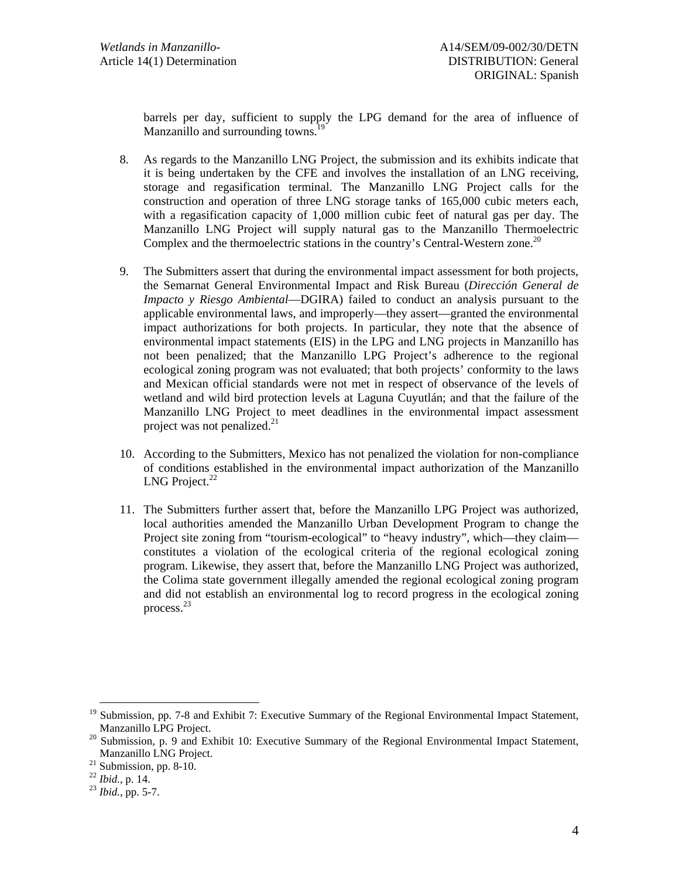barrels per day, sufficient to supply the LPG demand for the area of influence of Manzanillo and surrounding towns.[19]

8. As regards to the Manzanillo LNG Project, the submission and its exhibits indicate that it is being undertaken by the CFE and involves the installation of an LNG receiving, storage and regasification terminal. The Manzanillo LNG Project calls for the construction and operation of three LNG storage tanks of 165,000 cubic meters each, with a regasification capacity of 1,000 million cubic feet of natural gas per day. The Manzanillo LNG Project will supply natural gas to the Manzanillo Thermoelectric Complex and the thermoelectric stations in the country's Central-Western zone.[20]

9. The Submitters assert that during the environmental impact assessment for both projects, the Semarnat General Environmental Impact and Risk Bureau (*Dirección General de Impacto y Riesgo Ambiental*—DGIRA) failed to conduct an analysis pursuant to the applicable environmental laws, and improperly—they assert—granted the environmental impact authorizations for both projects. In particular, they note that the absence of environmental impact statements (EIS) in the LPG and LNG projects in Manzanillo has not been penalized; that the Manzanillo LPG Project's adherence to the regional ecological zoning program was not evaluated; that both projects' conformity to the laws and Mexican official standards were not met in respect of observance of the levels of wetland and wild bird protection levels at Laguna Cuyutlán; and that the failure of the Manzanillo LNG Project to meet deadlines in the environmental impact assessment project was not penalized.[21]

10. According to the Submitters, Mexico has not penalized the violation for non-compliance of conditions established in the environmental impact authorization of the Manzanillo LNG Project.[22]

11. The Submitters further assert that, before the Manzanillo LPG Project was authorized, local authorities amended the Manzanillo Urban Development Program to change the Project site zoning from "tourism-ecological" to "heavy industry", which—they claim—constitutes a violation of the ecological criteria of the regional ecological zoning program. Likewise, they assert that, before the Manzanillo LNG Project was authorized, the Colima state government illegally amended the regional ecological zoning program and did not establish an environmental log to record progress in the ecological zoning process.[23]

---

[19] Submission, pp. 7-8 and Exhibit 7: Executive Summary of the Regional Environmental Impact Statement, Manzanillo LPG Project.

[20] Submission, p. 9 and Exhibit 10: Executive Summary of the Regional Environmental Impact Statement, Manzanillo LNG Project.

[21] Submission, pp. 8-10.

[22] *Ibid.*, p. 14.

[23] *Ibid.*, pp. 5-7.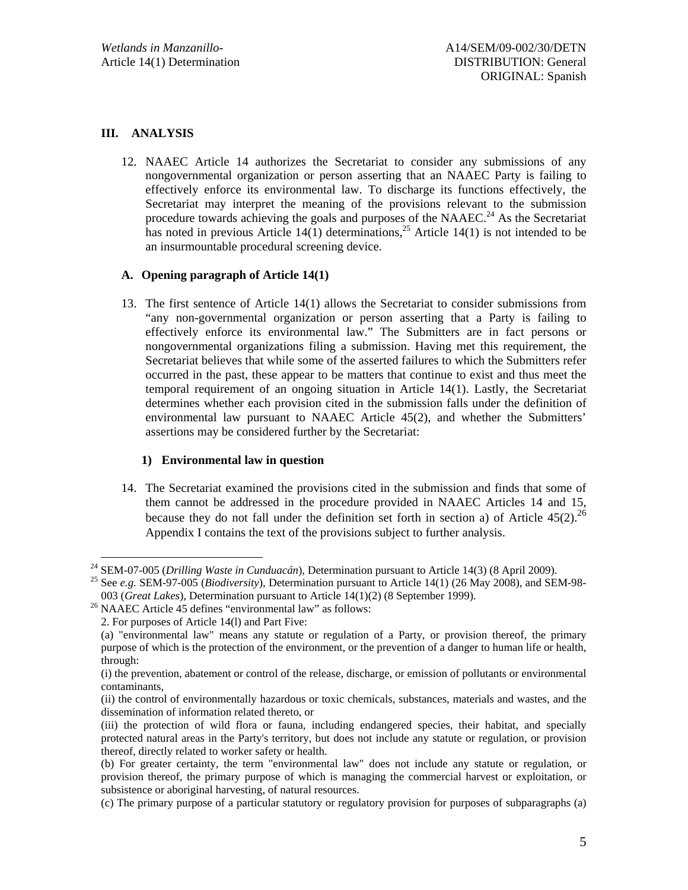## III. ANALYSIS

12. NAAEC Article 14 authorizes the Secretariat to consider any submissions of any nongovernmental organization or person asserting that an NAAEC Party is failing to effectively enforce its environmental law. To discharge its functions effectively, the Secretariat may interpret the meaning of the provisions relevant to the submission procedure towards achieving the goals and purposes of the NAAEC.[24] As the Secretariat has noted in previous Article 14(1) determinations,[25] Article 14(1) is not intended to be an insurmountable procedural screening device.

### A. Opening paragraph of Article 14(1)

13. The first sentence of Article 14(1) allows the Secretariat to consider submissions from "any non-governmental organization or person asserting that a Party is failing to effectively enforce its environmental law." The Submitters are in fact persons or nongovernmental organizations filing a submission. Having met this requirement, the Secretariat believes that while some of the asserted failures to which the Submitters refer occurred in the past, these appear to be matters that continue to exist and thus meet the temporal requirement of an ongoing situation in Article 14(1). Lastly, the Secretariat determines whether each provision cited in the submission falls under the definition of environmental law pursuant to NAAEC Article 45(2), and whether the Submitters' assertions may be considered further by the Secretariat:

#### 1) Environmental law in question

14. The Secretariat examined the provisions cited in the submission and finds that some of them cannot be addressed in the procedure provided in NAAEC Articles 14 and 15, because they do not fall under the definition set forth in section a) of Article 45(2).[26] Appendix I contains the text of the provisions subject to further analysis.

---

[24] SEM-07-005 (*Drilling Waste in Cunduacán*), Determination pursuant to Article 14(3) (8 April 2009).

[25] See *e.g.* SEM-97-005 (*Biodiversity*), Determination pursuant to Article 14(1) (26 May 2008), and SEM-98-003 (*Great Lakes*), Determination pursuant to Article 14(1)(2) (8 September 1999).

[26] NAAEC Article 45 defines "environmental law" as follows:

2. For purposes of Article 14(l) and Part Five:

(a) "environmental law" means any statute or regulation of a Party, or provision thereof, the primary purpose of which is the protection of the environment, or the prevention of a danger to human life or health, through:

(i) the prevention, abatement or control of the release, discharge, or emission of pollutants or environmental contaminants,

(ii) the control of environmentally hazardous or toxic chemicals, substances, materials and wastes, and the dissemination of information related thereto, or

(iii) the protection of wild flora or fauna, including endangered species, their habitat, and specially protected natural areas in the Party's territory, but does not include any statute or regulation, or provision thereof, directly related to worker safety or health.

(b) For greater certainty, the term "environmental law" does not include any statute or regulation, or provision thereof, the primary purpose of which is managing the commercial harvest or exploitation, or subsistence or aboriginal harvesting, of natural resources.

(c) The primary purpose of a particular statutory or regulatory provision for purposes of subparagraphs (a)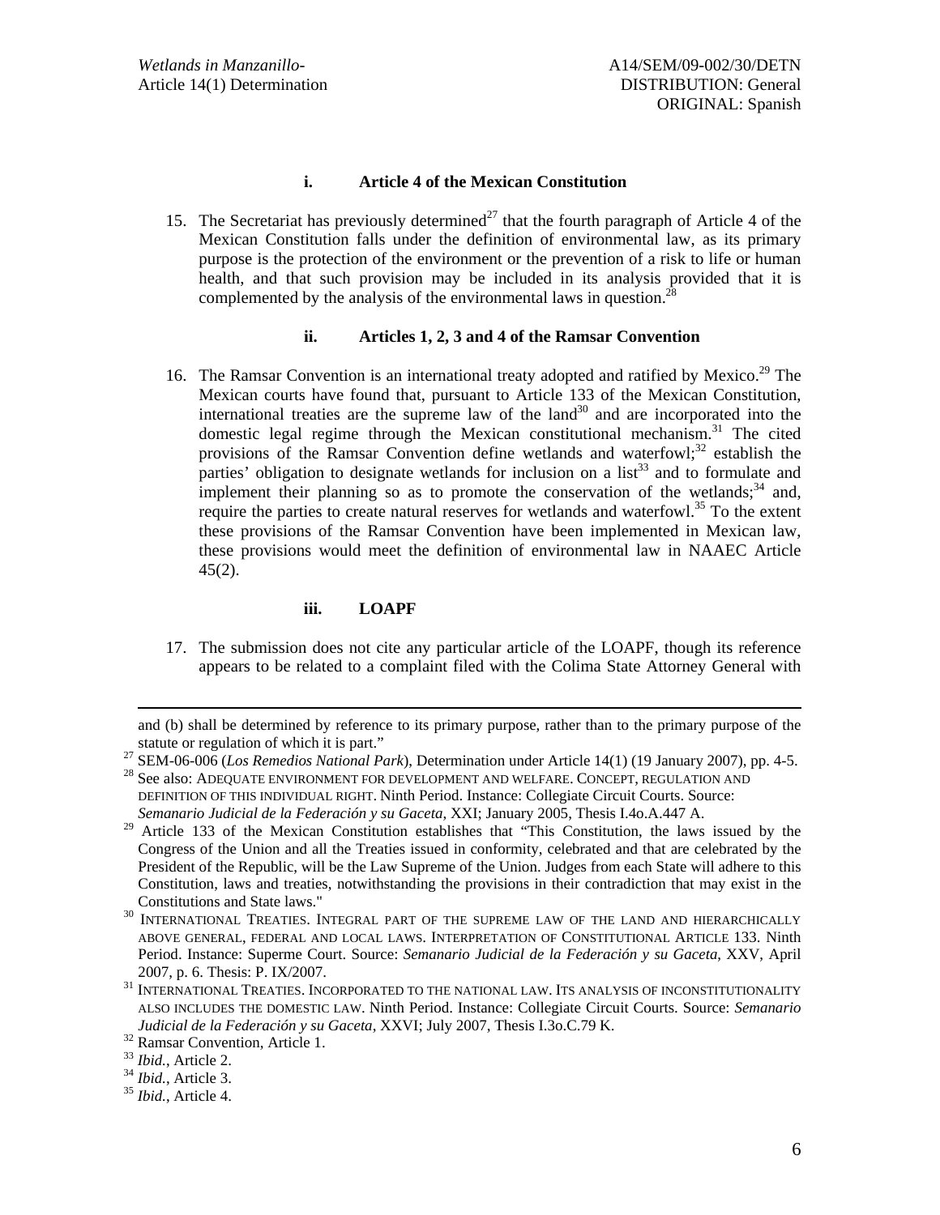#### i. Article 4 of the Mexican Constitution

15. The Secretariat has previously determined[27] that the fourth paragraph of Article 4 of the Mexican Constitution falls under the definition of environmental law, as its primary purpose is the protection of the environment or the prevention of a risk to life or human health, and that such provision may be included in its analysis provided that it is complemented by the analysis of the environmental laws in question.[28]

#### ii. Articles 1, 2, 3 and 4 of the Ramsar Convention

16. The Ramsar Convention is an international treaty adopted and ratified by Mexico.[29] The Mexican courts have found that, pursuant to Article 133 of the Mexican Constitution, international treaties are the supreme law of the land[30] and are incorporated into the domestic legal regime through the Mexican constitutional mechanism.[31] The cited provisions of the Ramsar Convention define wetlands and waterfowl;[32] establish the parties' obligation to designate wetlands for inclusion on a list[33] and to formulate and implement their planning so as to promote the conservation of the wetlands;[34] and, require the parties to create natural reserves for wetlands and waterfowl.[35] To the extent these provisions of the Ramsar Convention have been implemented in Mexican law, these provisions would meet the definition of environmental law in NAAEC Article 45(2).

#### iii. LOAPF

17. The submission does not cite any particular article of the LOAPF, though its reference appears to be related to a complaint filed with the Colima State Attorney General with

---

and (b) shall be determined by reference to its primary purpose, rather than to the primary purpose of the statute or regulation of which it is part."

[27] SEM-06-006 (*Los Remedios National Park*), Determination under Article 14(1) (19 January 2007), pp. 4-5.

[28] See also: ADEQUATE ENVIRONMENT FOR DEVELOPMENT AND WELFARE. CONCEPT, REGULATION AND DEFINITION OF THIS INDIVIDUAL RIGHT. Ninth Period. Instance: Collegiate Circuit Courts. Source: *Semanario Judicial de la Federación y su Gaceta*, XXI; January 2005, Thesis I.4o.A.447 A.

[29] Article 133 of the Mexican Constitution establishes that "This Constitution, the laws issued by the Congress of the Union and all the Treaties issued in conformity, celebrated and that are celebrated by the President of the Republic, will be the Law Supreme of the Union. Judges from each State will adhere to this Constitution, laws and treaties, notwithstanding the provisions in their contradiction that may exist in the Constitutions and State laws."

[30] INTERNATIONAL TREATIES. INTEGRAL PART OF THE SUPREME LAW OF THE LAND AND HIERARCHICALLY ABOVE GENERAL, FEDERAL AND LOCAL LAWS. INTERPRETATION OF CONSTITUTIONAL ARTICLE 133. Ninth Period. Instance: Superme Court. Source: *Semanario Judicial de la Federación y su Gaceta*, XXV, April 2007, p. 6. Thesis: P. IX/2007.

[31] INTERNATIONAL TREATIES. INCORPORATED TO THE NATIONAL LAW. ITS ANALYSIS OF INCONSTITUTIONALITY ALSO INCLUDES THE DOMESTIC LAW. Ninth Period. Instance: Collegiate Circuit Courts. Source: *Semanario Judicial de la Federación y su Gaceta*, XXVI; July 2007, Thesis I.3o.C.79 K.

[32] Ramsar Convention, Article 1.

[33] *Ibid.*, Article 2.

[34] *Ibid.*, Article 3.

[35] *Ibid.*, Article 4.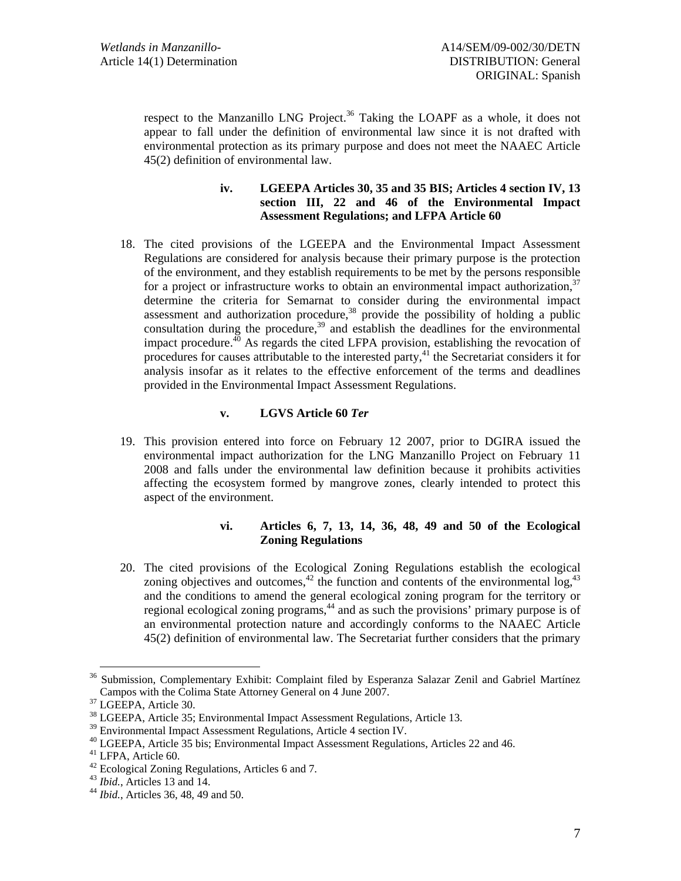respect to the Manzanillo LNG Project.[36] Taking the LOAPF as a whole, it does not appear to fall under the definition of environmental law since it is not drafted with environmental protection as its primary purpose and does not meet the NAAEC Article 45(2) definition of environmental law.

#### iv. LGEEPA Articles 30, 35 and 35 BIS; Articles 4 section IV, 13 section III, 22 and 46 of the Environmental Impact Assessment Regulations; and LFPA Article 60

18. The cited provisions of the LGEEPA and the Environmental Impact Assessment Regulations are considered for analysis because their primary purpose is the protection of the environment, and they establish requirements to be met by the persons responsible for a project or infrastructure works to obtain an environmental impact authorization,[37] determine the criteria for Semarnat to consider during the environmental impact assessment and authorization procedure,[38] provide the possibility of holding a public consultation during the procedure,[39] and establish the deadlines for the environmental impact procedure.[40] As regards the cited LFPA provision, establishing the revocation of procedures for causes attributable to the interested party,[41] the Secretariat considers it for analysis insofar as it relates to the effective enforcement of the terms and deadlines provided in the Environmental Impact Assessment Regulations.

#### v. LGVS Article 60 *Ter*

19. This provision entered into force on February 12 2007, prior to DGIRA issued the environmental impact authorization for the LNG Manzanillo Project on February 11 2008 and falls under the environmental law definition because it prohibits activities affecting the ecosystem formed by mangrove zones, clearly intended to protect this aspect of the environment.

#### vi. Articles 6, 7, 13, 14, 36, 48, 49 and 50 of the Ecological Zoning Regulations

20. The cited provisions of the Ecological Zoning Regulations establish the ecological zoning objectives and outcomes,[42] the function and contents of the environmental log,[43] and the conditions to amend the general ecological zoning program for the territory or regional ecological zoning programs,[44] and as such the provisions' primary purpose is of an environmental protection nature and accordingly conforms to the NAAEC Article 45(2) definition of environmental law. The Secretariat further considers that the primary

---

[36] Submission, Complementary Exhibit: Complaint filed by Esperanza Salazar Zenil and Gabriel Martínez Campos with the Colima State Attorney General on 4 June 2007.

[37] LGEEPA, Article 30.

[38] LGEEPA, Article 35; Environmental Impact Assessment Regulations, Article 13.

[39] Environmental Impact Assessment Regulations, Article 4 section IV.

[40] LGEEPA, Article 35 bis; Environmental Impact Assessment Regulations, Articles 22 and 46.

[41] LFPA, Article 60.

[42] Ecological Zoning Regulations, Articles 6 and 7.

[43] *Ibid.*, Articles 13 and 14.

[44] *Ibid.*, Articles 36, 48, 49 and 50.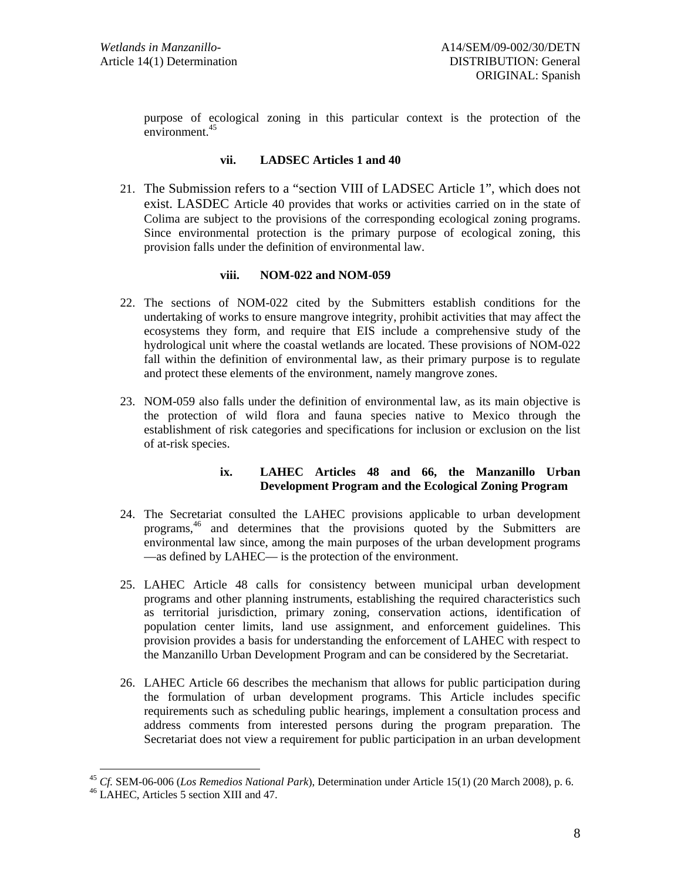purpose of ecological zoning in this particular context is the protection of the environment.[45]

### vii. LADSEC Articles 1 and 40

21. The Submission refers to a "section VIII of LADSEC Article 1", which does not exist. LASDEC Article 40 provides that works or activities carried on in the state of Colima are subject to the provisions of the corresponding ecological zoning programs. Since environmental protection is the primary purpose of ecological zoning, this provision falls under the definition of environmental law.

### viii. NOM-022 and NOM-059

22. The sections of NOM-022 cited by the Submitters establish conditions for the undertaking of works to ensure mangrove integrity, prohibit activities that may affect the ecosystems they form, and require that EIS include a comprehensive study of the hydrological unit where the coastal wetlands are located. These provisions of NOM-022 fall within the definition of environmental law, as their primary purpose is to regulate and protect these elements of the environment, namely mangrove zones.

23. NOM-059 also falls under the definition of environmental law, as its main objective is the protection of wild flora and fauna species native to Mexico through the establishment of risk categories and specifications for inclusion or exclusion on the list of at-risk species.

### ix. LAHEC Articles 48 and 66, the Manzanillo Urban Development Program and the Ecological Zoning Program

24. The Secretariat consulted the LAHEC provisions applicable to urban development programs,[46] and determines that the provisions quoted by the Submitters are environmental law since, among the main purposes of the urban development programs —as defined by LAHEC— is the protection of the environment.

25. LAHEC Article 48 calls for consistency between municipal urban development programs and other planning instruments, establishing the required characteristics such as territorial jurisdiction, primary zoning, conservation actions, identification of population center limits, land use assignment, and enforcement guidelines. This provision provides a basis for understanding the enforcement of LAHEC with respect to the Manzanillo Urban Development Program and can be considered by the Secretariat.

26. LAHEC Article 66 describes the mechanism that allows for public participation during the formulation of urban development programs. This Article includes specific requirements such as scheduling public hearings, implement a consultation process and address comments from interested persons during the program preparation. The Secretariat does not view a requirement for public participation in an urban development

---

[45] *Cf.* SEM-06-006 (*Los Remedios National Park*), Determination under Article 15(1) (20 March 2008), p. 6.

[46] LAHEC, Articles 5 section XIII and 47.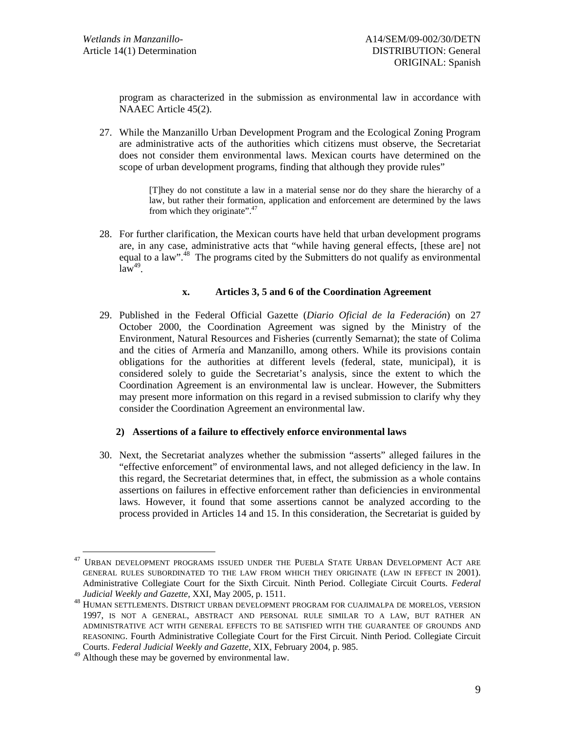program as characterized in the submission as environmental law in accordance with NAAEC Article 45(2).

27. While the Manzanillo Urban Development Program and the Ecological Zoning Program are administrative acts of the authorities which citizens must observe, the Secretariat does not consider them environmental laws. Mexican courts have determined on the scope of urban development programs, finding that although they provide rules"

> [T]hey do not constitute a law in a material sense nor do they share the hierarchy of a law, but rather their formation, application and enforcement are determined by the laws from which they originate".[47]

28. For further clarification, the Mexican courts have held that urban development programs are, in any case, administrative acts that "while having general effects, [these are] not equal to a law".[48] The programs cited by the Submitters do not qualify as environmental law[49].

#### x. Articles 3, 5 and 6 of the Coordination Agreement

29. Published in the Federal Official Gazette (*Diario Oficial de la Federación*) on 27 October 2000, the Coordination Agreement was signed by the Ministry of the Environment, Natural Resources and Fisheries (currently Semarnat); the state of Colima and the cities of Armería and Manzanillo, among others. While its provisions contain obligations for the authorities at different levels (federal, state, municipal), it is considered solely to guide the Secretariat's analysis, since the extent to which the Coordination Agreement is an environmental law is unclear. However, the Submitters may present more information on this regard in a revised submission to clarify why they consider the Coordination Agreement an environmental law.

### 2) Assertions of a failure to effectively enforce environmental laws

30. Next, the Secretariat analyzes whether the submission "asserts" alleged failures in the "effective enforcement" of environmental laws, and not alleged deficiency in the law. In this regard, the Secretariat determines that, in effect, the submission as a whole contains assertions on failures in effective enforcement rather than deficiencies in environmental laws. However, it found that some assertions cannot be analyzed according to the process provided in Articles 14 and 15. In this consideration, the Secretariat is guided by

---

[47] URBAN DEVELOPMENT PROGRAMS ISSUED UNDER THE PUEBLA STATE URBAN DEVELOPMENT ACT ARE GENERAL RULES SUBORDINATED TO THE LAW FROM WHICH THEY ORIGINATE (LAW IN EFFECT IN 2001). Administrative Collegiate Court for the Sixth Circuit. Ninth Period. Collegiate Circuit Courts. *Federal Judicial Weekly and Gazette*, XXI, May 2005, p. 1511.

[48] HUMAN SETTLEMENTS. DISTRICT URBAN DEVELOPMENT PROGRAM FOR CUAJIMALPA DE MORELOS, VERSION 1997, IS NOT A GENERAL, ABSTRACT AND PERSONAL RULE SIMILAR TO A LAW, BUT RATHER AN ADMINISTRATIVE ACT WITH GENERAL EFFECTS TO BE SATISFIED WITH THE GUARANTEE OF GROUNDS AND REASONING. Fourth Administrative Collegiate Court for the First Circuit. Ninth Period. Collegiate Circuit Courts. *Federal Judicial Weekly and Gazette*, XIX, February 2004, p. 985.

[49] Although these may be governed by environmental law.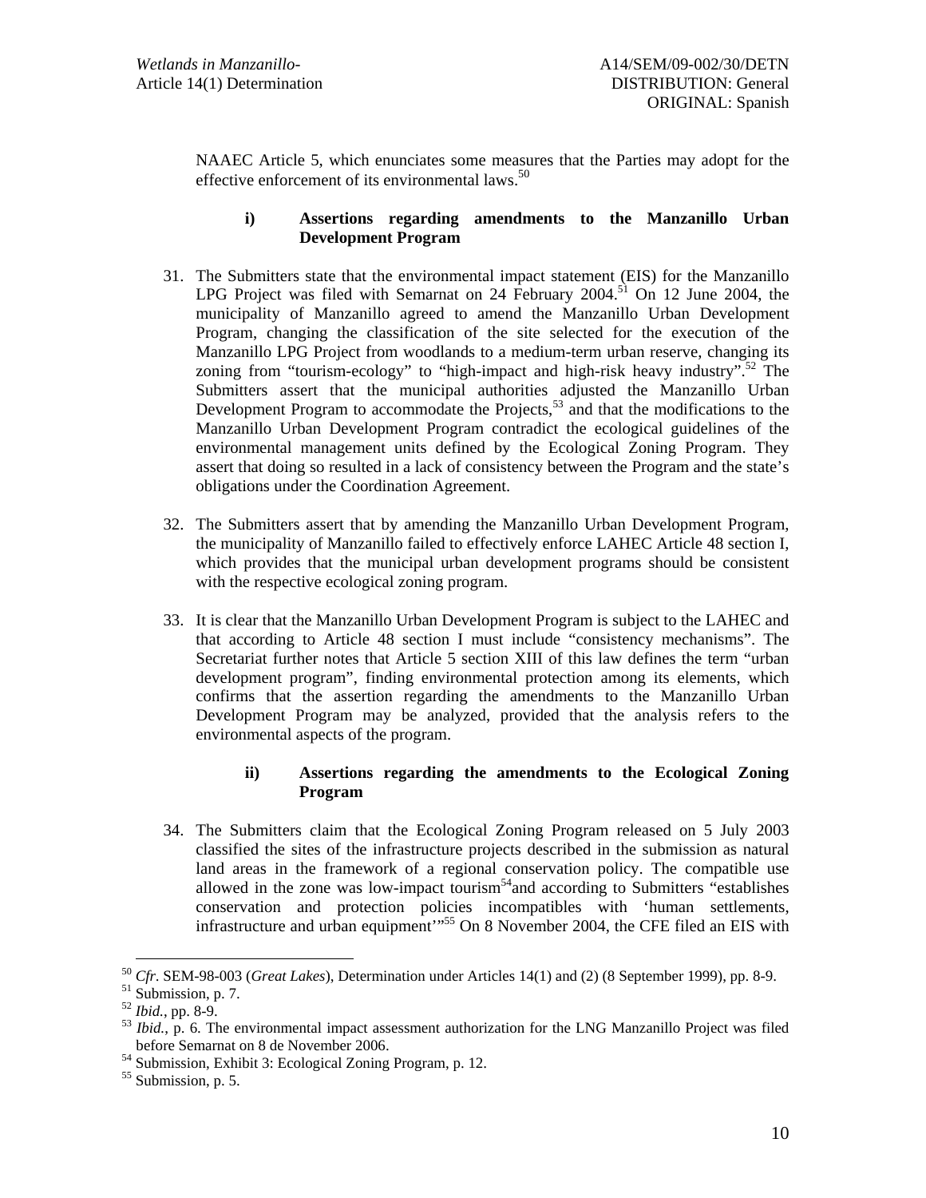NAAEC Article 5, which enunciates some measures that the Parties may adopt for the effective enforcement of its environmental laws.[50]

### i) Assertions regarding amendments to the Manzanillo Urban Development Program

31. The Submitters state that the environmental impact statement (EIS) for the Manzanillo LPG Project was filed with Semarnat on 24 February 2004.[51] On 12 June 2004, the municipality of Manzanillo agreed to amend the Manzanillo Urban Development Program, changing the classification of the site selected for the execution of the Manzanillo LPG Project from woodlands to a medium-term urban reserve, changing its zoning from "tourism-ecology" to "high-impact and high-risk heavy industry".[52] The Submitters assert that the municipal authorities adjusted the Manzanillo Urban Development Program to accommodate the Projects,[53] and that the modifications to the Manzanillo Urban Development Program contradict the ecological guidelines of the environmental management units defined by the Ecological Zoning Program. They assert that doing so resulted in a lack of consistency between the Program and the state's obligations under the Coordination Agreement.

32. The Submitters assert that by amending the Manzanillo Urban Development Program, the municipality of Manzanillo failed to effectively enforce LAHEC Article 48 section I, which provides that the municipal urban development programs should be consistent with the respective ecological zoning program.

33. It is clear that the Manzanillo Urban Development Program is subject to the LAHEC and that according to Article 48 section I must include "consistency mechanisms". The Secretariat further notes that Article 5 section XIII of this law defines the term "urban development program", finding environmental protection among its elements, which confirms that the assertion regarding the amendments to the Manzanillo Urban Development Program may be analyzed, provided that the analysis refers to the environmental aspects of the program.

### ii) Assertions regarding the amendments to the Ecological Zoning Program

34. The Submitters claim that the Ecological Zoning Program released on 5 July 2003 classified the sites of the infrastructure projects described in the submission as natural land areas in the framework of a regional conservation policy. The compatible use allowed in the zone was low-impact tourism[54]and according to Submitters "establishes conservation and protection policies incompatibles with 'human settlements, infrastructure and urban equipment'"[55] On 8 November 2004, the CFE filed an EIS with

---

[50] *Cfr*. SEM-98-003 (*Great Lakes*), Determination under Articles 14(1) and (2) (8 September 1999), pp. 8-9.

[51] Submission, p. 7.

[52] *Ibid.*, pp. 8-9.

[53] *Ibid.*, p. 6. The environmental impact assessment authorization for the LNG Manzanillo Project was filed before Semarnat on 8 de November 2006.

[54] Submission, Exhibit 3: Ecological Zoning Program, p. 12.

[55] Submission, p. 5.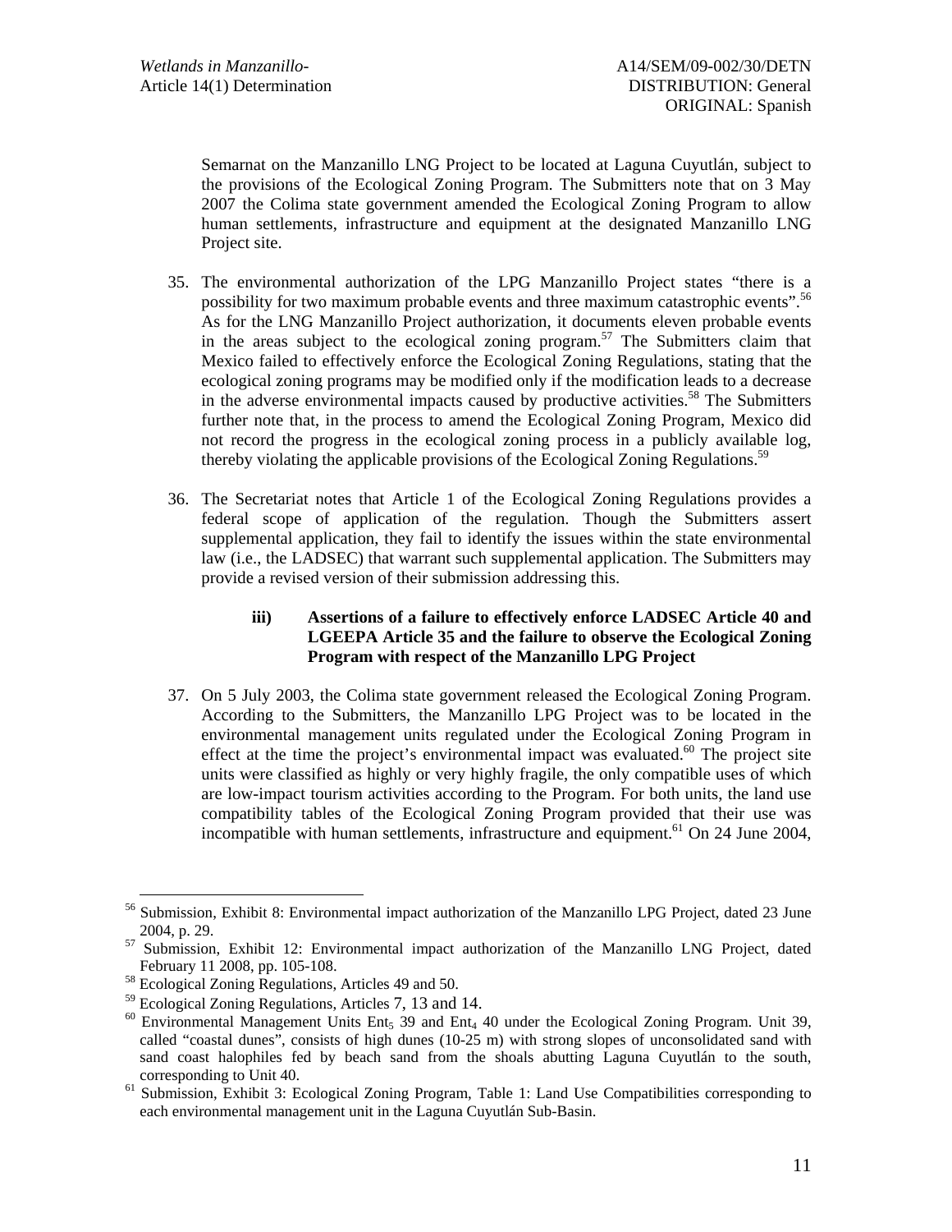Semarnat on the Manzanillo LNG Project to be located at Laguna Cuyutlán, subject to the provisions of the Ecological Zoning Program. The Submitters note that on 3 May 2007 the Colima state government amended the Ecological Zoning Program to allow human settlements, infrastructure and equipment at the designated Manzanillo LNG Project site.

35. The environmental authorization of the LPG Manzanillo Project states "there is a possibility for two maximum probable events and three maximum catastrophic events".[56] As for the LNG Manzanillo Project authorization, it documents eleven probable events in the areas subject to the ecological zoning program.[57] The Submitters claim that Mexico failed to effectively enforce the Ecological Zoning Regulations, stating that the ecological zoning programs may be modified only if the modification leads to a decrease in the adverse environmental impacts caused by productive activities.[58] The Submitters further note that, in the process to amend the Ecological Zoning Program, Mexico did not record the progress in the ecological zoning process in a publicly available log, thereby violating the applicable provisions of the Ecological Zoning Regulations.[59]

36. The Secretariat notes that Article 1 of the Ecological Zoning Regulations provides a federal scope of application of the regulation. Though the Submitters assert supplemental application, they fail to identify the issues within the state environmental law (i.e., the LADSEC) that warrant such supplemental application. The Submitters may provide a revised version of their submission addressing this.

#### iii) Assertions of a failure to effectively enforce LADSEC Article 40 and LGEEPA Article 35 and the failure to observe the Ecological Zoning Program with respect of the Manzanillo LPG Project

37. On 5 July 2003, the Colima state government released the Ecological Zoning Program. According to the Submitters, the Manzanillo LPG Project was to be located in the environmental management units regulated under the Ecological Zoning Program in effect at the time the project's environmental impact was evaluated.[60] The project site units were classified as highly or very highly fragile, the only compatible uses of which are low-impact tourism activities according to the Program. For both units, the land use compatibility tables of the Ecological Zoning Program provided that their use was incompatible with human settlements, infrastructure and equipment.[61] On 24 June 2004,

---

[56] Submission, Exhibit 8: Environmental impact authorization of the Manzanillo LPG Project, dated 23 June 2004, p. 29.

[57] Submission, Exhibit 12: Environmental impact authorization of the Manzanillo LNG Project, dated February 11 2008, pp. 105-108.

[58] Ecological Zoning Regulations, Articles 49 and 50.

[59] Ecological Zoning Regulations, Articles 7, 13 and 14.

[60] Environmental Management Units $Ent_5$ 39 and $Ent_4$ 40 under the Ecological Zoning Program. Unit 39, called "coastal dunes", consists of high dunes (10-25 m) with strong slopes of unconsolidated sand with sand coast halophiles fed by beach sand from the shoals abutting Laguna Cuyutlán to the south, corresponding to Unit 40.

[61] Submission, Exhibit 3: Ecological Zoning Program, Table 1: Land Use Compatibilities corresponding to each environmental management unit in the Laguna Cuyutlán Sub-Basin.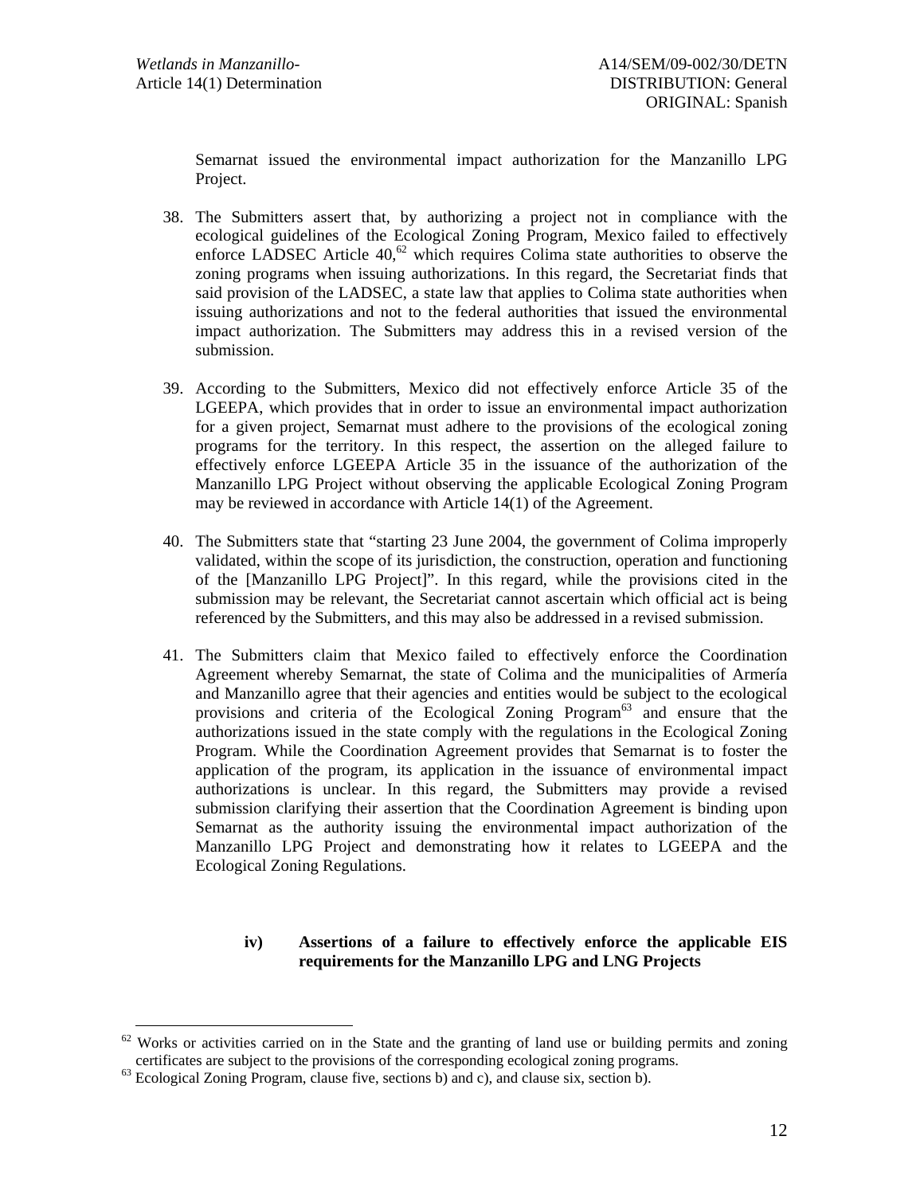Semarnat issued the environmental impact authorization for the Manzanillo LPG Project.

38. The Submitters assert that, by authorizing a project not in compliance with the ecological guidelines of the Ecological Zoning Program, Mexico failed to effectively enforce LADSEC Article 40,[62] which requires Colima state authorities to observe the zoning programs when issuing authorizations. In this regard, the Secretariat finds that said provision of the LADSEC, a state law that applies to Colima state authorities when issuing authorizations and not to the federal authorities that issued the environmental impact authorization. The Submitters may address this in a revised version of the submission.

39. According to the Submitters, Mexico did not effectively enforce Article 35 of the LGEEPA, which provides that in order to issue an environmental impact authorization for a given project, Semarnat must adhere to the provisions of the ecological zoning programs for the territory. In this respect, the assertion on the alleged failure to effectively enforce LGEEPA Article 35 in the issuance of the authorization of the Manzanillo LPG Project without observing the applicable Ecological Zoning Program may be reviewed in accordance with Article 14(1) of the Agreement.

40. The Submitters state that "starting 23 June 2004, the government of Colima improperly validated, within the scope of its jurisdiction, the construction, operation and functioning of the [Manzanillo LPG Project]". In this regard, while the provisions cited in the submission may be relevant, the Secretariat cannot ascertain which official act is being referenced by the Submitters, and this may also be addressed in a revised submission.

41. The Submitters claim that Mexico failed to effectively enforce the Coordination Agreement whereby Semarnat, the state of Colima and the municipalities of Armería and Manzanillo agree that their agencies and entities would be subject to the ecological provisions and criteria of the Ecological Zoning Program[63] and ensure that the authorizations issued in the state comply with the regulations in the Ecological Zoning Program. While the Coordination Agreement provides that Semarnat is to foster the application of the program, its application in the issuance of environmental impact authorizations is unclear. In this regard, the Submitters may provide a revised submission clarifying their assertion that the Coordination Agreement is binding upon Semarnat as the authority issuing the environmental impact authorization of the Manzanillo LPG Project and demonstrating how it relates to LGEEPA and the Ecological Zoning Regulations.

#### iv) Assertions of a failure to effectively enforce the applicable EIS requirements for the Manzanillo LPG and LNG Projects

---

[62] Works or activities carried on in the State and the granting of land use or building permits and zoning certificates are subject to the provisions of the corresponding ecological zoning programs.

[63] Ecological Zoning Program, clause five, sections b) and c), and clause six, section b).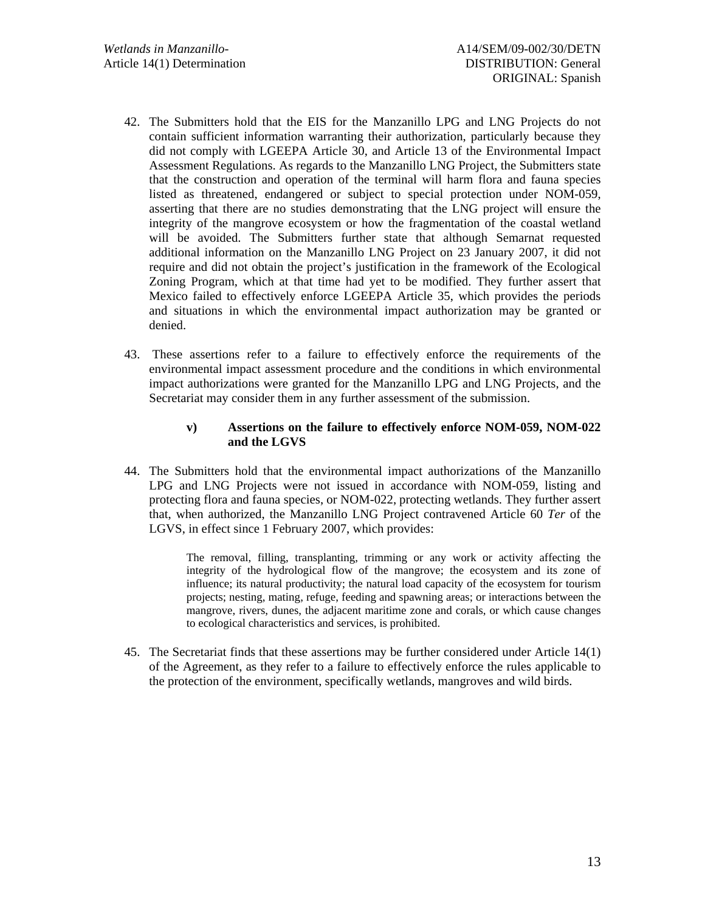42. The Submitters hold that the EIS for the Manzanillo LPG and LNG Projects do not contain sufficient information warranting their authorization, particularly because they did not comply with LGEEPA Article 30, and Article 13 of the Environmental Impact Assessment Regulations. As regards to the Manzanillo LNG Project, the Submitters state that the construction and operation of the terminal will harm flora and fauna species listed as threatened, endangered or subject to special protection under NOM-059, asserting that there are no studies demonstrating that the LNG project will ensure the integrity of the mangrove ecosystem or how the fragmentation of the coastal wetland will be avoided. The Submitters further state that although Semarnat requested additional information on the Manzanillo LNG Project on 23 January 2007, it did not require and did not obtain the project's justification in the framework of the Ecological Zoning Program, which at that time had yet to be modified. They further assert that Mexico failed to effectively enforce LGEEPA Article 35, which provides the periods and situations in which the environmental impact authorization may be granted or denied.

43. These assertions refer to a failure to effectively enforce the requirements of the environmental impact assessment procedure and the conditions in which environmental impact authorizations were granted for the Manzanillo LPG and LNG Projects, and the Secretariat may consider them in any further assessment of the submission.

#### v) Assertions on the failure to effectively enforce NOM-059, NOM-022 and the LGVS

44. The Submitters hold that the environmental impact authorizations of the Manzanillo LPG and LNG Projects were not issued in accordance with NOM-059, listing and protecting flora and fauna species, or NOM-022, protecting wetlands. They further assert that, when authorized, the Manzanillo LNG Project contravened Article 60 *Ter* of the LGVS, in effect since 1 February 2007, which provides:

> The removal, filling, transplanting, trimming or any work or activity affecting the integrity of the hydrological flow of the mangrove; the ecosystem and its zone of influence; its natural productivity; the natural load capacity of the ecosystem for tourism projects; nesting, mating, refuge, feeding and spawning areas; or interactions between the mangrove, rivers, dunes, the adjacent maritime zone and corals, or which cause changes to ecological characteristics and services, is prohibited.

45. The Secretariat finds that these assertions may be further considered under Article 14(1) of the Agreement, as they refer to a failure to effectively enforce the rules applicable to the protection of the environment, specifically wetlands, mangroves and wild birds.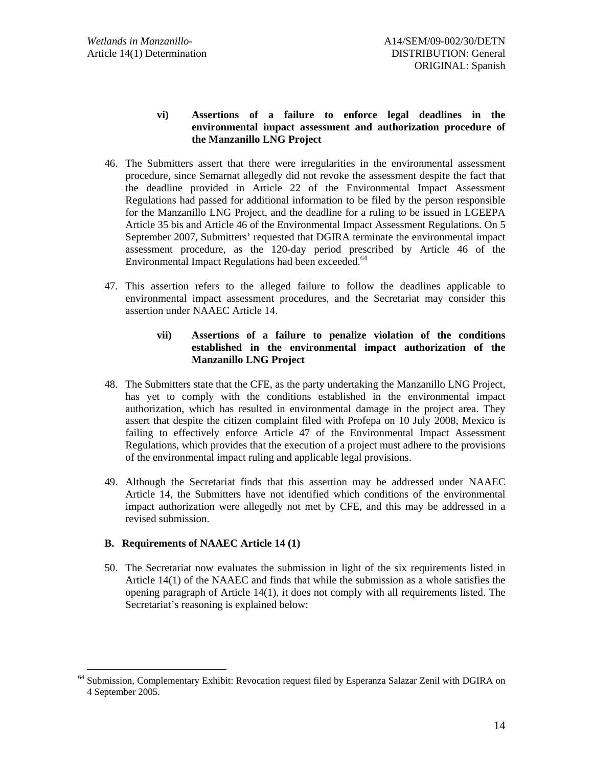#### vi) Assertions of a failure to enforce legal deadlines in the environmental impact assessment and authorization procedure of the Manzanillo LNG Project

46. The Submitters assert that there were irregularities in the environmental assessment procedure, since Semarnat allegedly did not revoke the assessment despite the fact that the deadline provided in Article 22 of the Environmental Impact Assessment Regulations had passed for additional information to be filed by the person responsible for the Manzanillo LNG Project, and the deadline for a ruling to be issued in LGEEPA Article 35 bis and Article 46 of the Environmental Impact Assessment Regulations. On 5 September 2007, Submitters' requested that DGIRA terminate the environmental impact assessment procedure, as the 120-day period prescribed by Article 46 of the Environmental Impact Regulations had been exceeded.[64]

47. This assertion refers to the alleged failure to follow the deadlines applicable to environmental impact assessment procedures, and the Secretariat may consider this assertion under NAAEC Article 14.

#### vii) Assertions of a failure to penalize violation of the conditions established in the environmental impact authorization of the Manzanillo LNG Project

48. The Submitters state that the CFE, as the party undertaking the Manzanillo LNG Project, has yet to comply with the conditions established in the environmental impact authorization, which has resulted in environmental damage in the project area. They assert that despite the citizen complaint filed with Profepa on 10 July 2008, Mexico is failing to effectively enforce Article 47 of the Environmental Impact Assessment Regulations, which provides that the execution of a project must adhere to the provisions of the environmental impact ruling and applicable legal provisions.

49. Although the Secretariat finds that this assertion may be addressed under NAAEC Article 14, the Submitters have not identified which conditions of the environmental impact authorization were allegedly not met by CFE, and this may be addressed in a revised submission.

### B. Requirements of NAAEC Article 14 (1)

50. The Secretariat now evaluates the submission in light of the six requirements listed in Article 14(1) of the NAAEC and finds that while the submission as a whole satisfies the opening paragraph of Article 14(1), it does not comply with all requirements listed. The Secretariat's reasoning is explained below:

---

[64] Submission, Complementary Exhibit: Revocation request filed by Esperanza Salazar Zenil with DGIRA on 4 September 2005.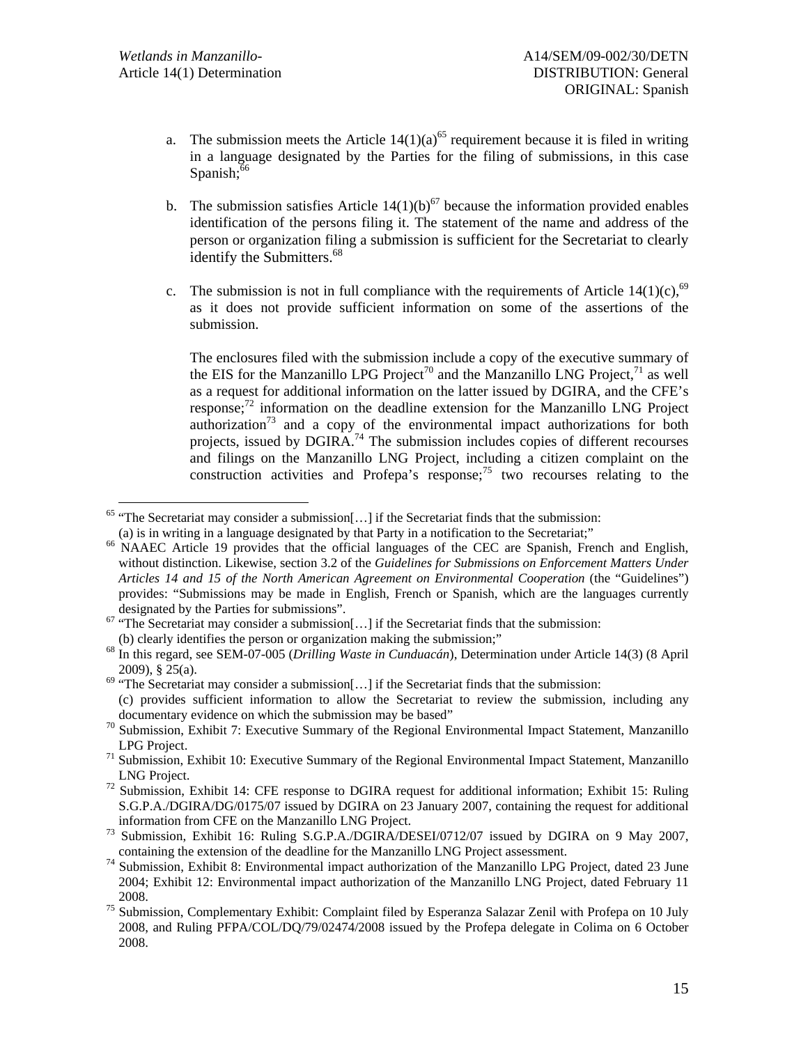a. The submission meets the Article 14(1)(a)[65] requirement because it is filed in writing in a language designated by the Parties for the filing of submissions, in this case Spanish;[66]

b. The submission satisfies Article 14(1)(b)[67] because the information provided enables identification of the persons filing it. The statement of the name and address of the person or organization filing a submission is sufficient for the Secretariat to clearly identify the Submitters.[68]

c. The submission is not in full compliance with the requirements of Article 14(1)(c),[69] as it does not provide sufficient information on some of the assertions of the submission.

   The enclosures filed with the submission include a copy of the executive summary of the EIS for the Manzanillo LPG Project[70] and the Manzanillo LNG Project,[71] as well as a request for additional information on the latter issued by DGIRA, and the CFE's response;[72] information on the deadline extension for the Manzanillo LNG Project authorization[73] and a copy of the environmental impact authorizations for both projects, issued by DGIRA.[74] The submission includes copies of different recourses and filings on the Manzanillo LNG Project, including a citizen complaint on the construction activities and Profepa's response;[75] two recourses relating to the

---

[65] "The Secretariat may consider a submission[…] if the Secretariat finds that the submission:
(a) is in writing in a language designated by that Party in a notification to the Secretariat;"

[66] NAAEC Article 19 provides that the official languages of the CEC are Spanish, French and English, without distinction. Likewise, section 3.2 of the *Guidelines for Submissions on Enforcement Matters Under Articles 14 and 15 of the North American Agreement on Environmental Cooperation* (the "Guidelines") provides: "Submissions may be made in English, French or Spanish, which are the languages currently designated by the Parties for submissions".

[67] "The Secretariat may consider a submission[…] if the Secretariat finds that the submission:
(b) clearly identifies the person or organization making the submission;"

[68] In this regard, see SEM-07-005 (*Drilling Waste in Cunduacán*), Determination under Article 14(3) (8 April 2009), § 25(a).

[69] "The Secretariat may consider a submission[…] if the Secretariat finds that the submission:
(c) provides sufficient information to allow the Secretariat to review the submission, including any documentary evidence on which the submission may be based"

[70] Submission, Exhibit 7: Executive Summary of the Regional Environmental Impact Statement, Manzanillo LPG Project.

[71] Submission, Exhibit 10: Executive Summary of the Regional Environmental Impact Statement, Manzanillo LNG Project.

[72] Submission, Exhibit 14: CFE response to DGIRA request for additional information; Exhibit 15: Ruling S.G.P.A./DGIRA/DG/0175/07 issued by DGIRA on 23 January 2007, containing the request for additional information from CFE on the Manzanillo LNG Project.

[73] Submission, Exhibit 16: Ruling S.G.P.A./DGIRA/DESEI/0712/07 issued by DGIRA on 9 May 2007, containing the extension of the deadline for the Manzanillo LNG Project assessment.

[74] Submission, Exhibit 8: Environmental impact authorization of the Manzanillo LPG Project, dated 23 June 2004; Exhibit 12: Environmental impact authorization of the Manzanillo LNG Project, dated February 11 2008.

[75] Submission, Complementary Exhibit: Complaint filed by Esperanza Salazar Zenil with Profepa on 10 July 2008, and Ruling PFPA/COL/DQ/79/02474/2008 issued by the Profepa delegate in Colima on 6 October 2008.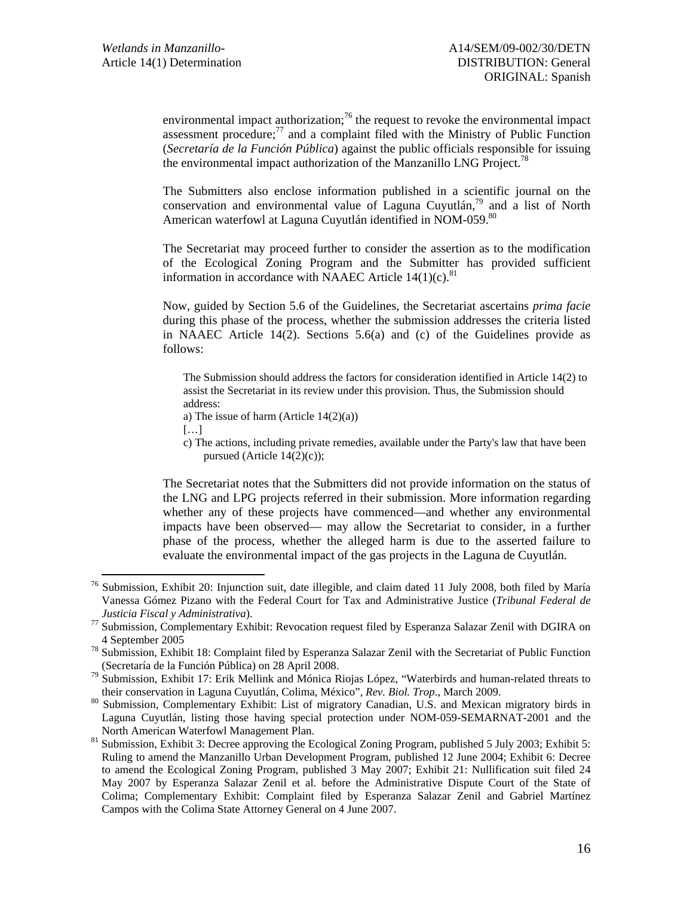environmental impact authorization;[76] the request to revoke the environmental impact assessment procedure;[77] and a complaint filed with the Ministry of Public Function (*Secretaría de la Función Pública*) against the public officials responsible for issuing the environmental impact authorization of the Manzanillo LNG Project.[78]

The Submitters also enclose information published in a scientific journal on the conservation and environmental value of Laguna Cuyutlán,[79] and a list of North American waterfowl at Laguna Cuyutlán identified in NOM-059.[80]

The Secretariat may proceed further to consider the assertion as to the modification of the Ecological Zoning Program and the Submitter has provided sufficient information in accordance with NAAEC Article 14(1)(c).[81]

Now, guided by Section 5.6 of the Guidelines, the Secretariat ascertains *prima facie* during this phase of the process, whether the submission addresses the criteria listed in NAAEC Article 14(2). Sections 5.6(a) and (c) of the Guidelines provide as follows:

> The Submission should address the factors for consideration identified in Article 14(2) to assist the Secretariat in its review under this provision. Thus, the Submission should address:
>
> a) The issue of harm (Article 14(2)(a))
>
> […]
>
> c) The actions, including private remedies, available under the Party's law that have been pursued (Article 14(2)(c));

The Secretariat notes that the Submitters did not provide information on the status of the LNG and LPG projects referred in their submission. More information regarding whether any of these projects have commenced—and whether any environmental impacts have been observed— may allow the Secretariat to consider, in a further phase of the process, whether the alleged harm is due to the asserted failure to evaluate the environmental impact of the gas projects in the Laguna de Cuyutlán.

---

[76] Submission, Exhibit 20: Injunction suit, date illegible, and claim dated 11 July 2008, both filed by María Vanessa Gómez Pizano with the Federal Court for Tax and Administrative Justice (*Tribunal Federal de Justicia Fiscal y Administrativa*).

[77] Submission, Complementary Exhibit: Revocation request filed by Esperanza Salazar Zenil with DGIRA on 4 September 2005

[78] Submission, Exhibit 18: Complaint filed by Esperanza Salazar Zenil with the Secretariat of Public Function (Secretaría de la Función Pública) on 28 April 2008.

[79] Submission, Exhibit 17: Erik Mellink and Mónica Riojas López, "Waterbirds and human-related threats to their conservation in Laguna Cuyutlán, Colima, México", *Rev. Biol. Trop*., March 2009.

[80] Submission, Complementary Exhibit: List of migratory Canadian, U.S. and Mexican migratory birds in Laguna Cuyutlán, listing those having special protection under NOM-059-SEMARNAT-2001 and the North American Waterfowl Management Plan.

[81] Submission, Exhibit 3: Decree approving the Ecological Zoning Program, published 5 July 2003; Exhibit 5: Ruling to amend the Manzanillo Urban Development Program, published 12 June 2004; Exhibit 6: Decree to amend the Ecological Zoning Program, published 3 May 2007; Exhibit 21: Nullification suit filed 24 May 2007 by Esperanza Salazar Zenil et al. before the Administrative Dispute Court of the State of Colima; Complementary Exhibit: Complaint filed by Esperanza Salazar Zenil and Gabriel Martínez Campos with the Colima State Attorney General on 4 June 2007.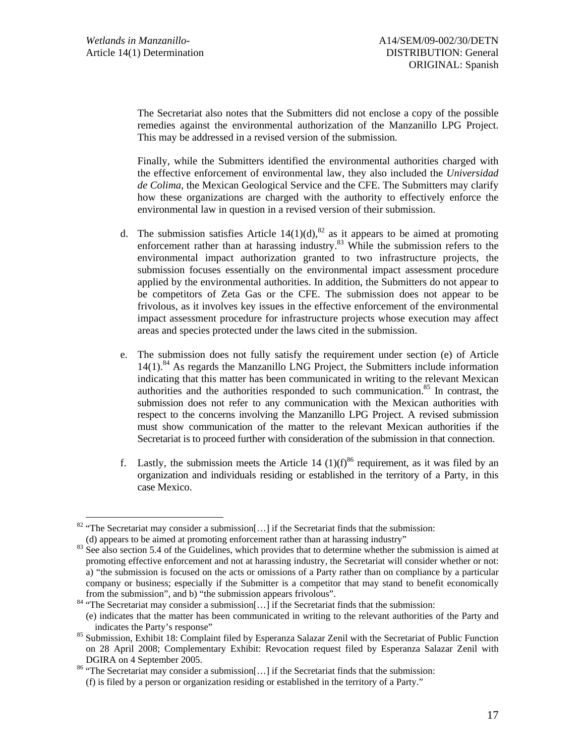The Secretariat also notes that the Submitters did not enclose a copy of the possible remedies against the environmental authorization of the Manzanillo LPG Project. This may be addressed in a revised version of the submission.

Finally, while the Submitters identified the environmental authorities charged with the effective enforcement of environmental law, they also included the *Universidad de Colima*, the Mexican Geological Service and the CFE. The Submitters may clarify how these organizations are charged with the authority to effectively enforce the environmental law in question in a revised version of their submission.

d. The submission satisfies Article 14(1)(d),[82] as it appears to be aimed at promoting enforcement rather than at harassing industry.[83] While the submission refers to the environmental impact authorization granted to two infrastructure projects, the submission focuses essentially on the environmental impact assessment procedure applied by the environmental authorities. In addition, the Submitters do not appear to be competitors of Zeta Gas or the CFE. The submission does not appear to be frivolous, as it involves key issues in the effective enforcement of the environmental impact assessment procedure for infrastructure projects whose execution may affect areas and species protected under the laws cited in the submission.

e. The submission does not fully satisfy the requirement under section (e) of Article 14(1).[84] As regards the Manzanillo LNG Project, the Submitters include information indicating that this matter has been communicated in writing to the relevant Mexican authorities and the authorities responded to such communication.[85] In contrast, the submission does not refer to any communication with the Mexican authorities with respect to the concerns involving the Manzanillo LPG Project. A revised submission must show communication of the matter to the relevant Mexican authorities if the Secretariat is to proceed further with consideration of the submission in that connection.

f. Lastly, the submission meets the Article 14 (1)(f)[86] requirement, as it was filed by an organization and individuals residing or established in the territory of a Party, in this case Mexico.

---

[82] "The Secretariat may consider a submission[…] if the Secretariat finds that the submission: (d) appears to be aimed at promoting enforcement rather than at harassing industry"

[83] See also section 5.4 of the Guidelines, which provides that to determine whether the submission is aimed at promoting effective enforcement and not at harassing industry, the Secretariat will consider whether or not: a) "the submission is focused on the acts or omissions of a Party rather than on compliance by a particular company or business; especially if the Submitter is a competitor that may stand to benefit economically from the submission", and b) "the submission appears frivolous".

[84] "The Secretariat may consider a submission[…] if the Secretariat finds that the submission: (e) indicates that the matter has been communicated in writing to the relevant authorities of the Party and indicates the Party's response"

[85] Submission, Exhibit 18: Complaint filed by Esperanza Salazar Zenil with the Secretariat of Public Function on 28 April 2008; Complementary Exhibit: Revocation request filed by Esperanza Salazar Zenil with DGIRA on 4 September 2005.

[86] "The Secretariat may consider a submission[…] if the Secretariat finds that the submission: (f) is filed by a person or organization residing or established in the territory of a Party."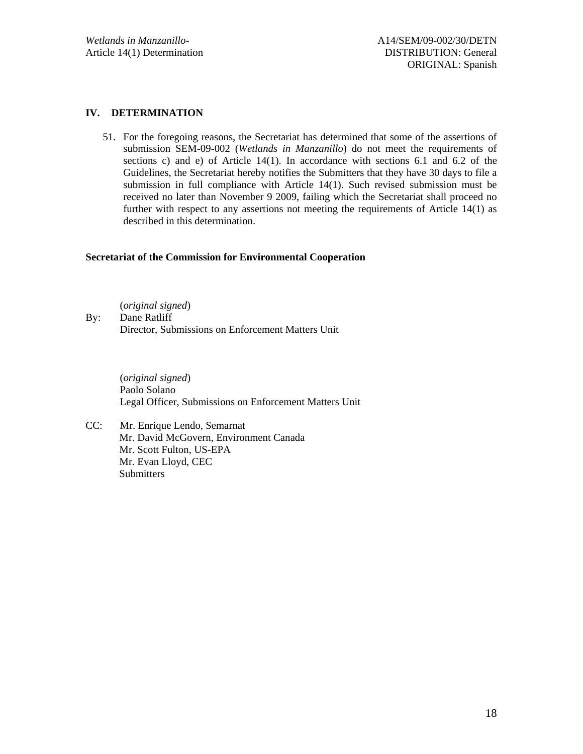## IV. DETERMINATION

51. For the foregoing reasons, the Secretariat has determined that some of the assertions of submission SEM-09-002 (*Wetlands in Manzanillo*) do not meet the requirements of sections c) and e) of Article 14(1). In accordance with sections 6.1 and 6.2 of the Guidelines, the Secretariat hereby notifies the Submitters that they have 30 days to file a submission in full compliance with Article 14(1). Such revised submission must be received no later than November 9 2009, failing which the Secretariat shall proceed no further with respect to any assertions not meeting the requirements of Article 14(1) as described in this determination.

**Secretariat of the Commission for Environmental Cooperation**

(*original signed*)
By: Dane Ratliff
Director, Submissions on Enforcement Matters Unit

(*original signed*)
Paolo Solano
Legal Officer, Submissions on Enforcement Matters Unit

CC: Mr. Enrique Lendo, Semarnat
Mr. David McGovern, Environment Canada
Mr. Scott Fulton, US-EPA
Mr. Evan Lloyd, CEC
Submitters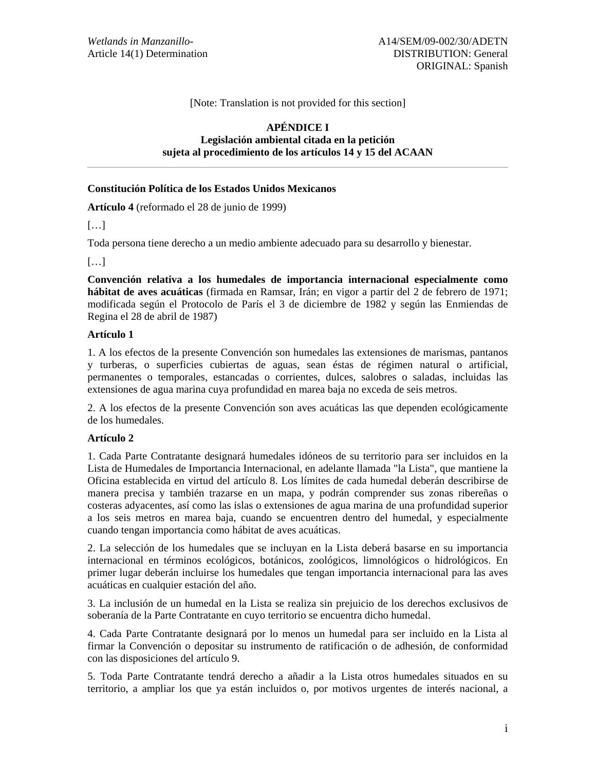[Note: Translation is not provided for this section]

## APÉNDICE I
## Legislación ambiental citada en la petición sujeta al procedimiento de los artículos 14 y 15 del ACAAN

---

**Constitución Política de los Estados Unidos Mexicanos**

**Artículo 4** (reformado el 28 de junio de 1999)

[…]

Toda persona tiene derecho a un medio ambiente adecuado para su desarrollo y bienestar.

[…]

**Convención relativa a los humedales de importancia internacional especialmente como hábitat de aves acuáticas** (firmada en Ramsar, Irán; en vigor a partir del 2 de febrero de 1971; modificada según el Protocolo de París el 3 de diciembre de 1982 y según las Enmiendas de Regina el 28 de abril de 1987)

**Artículo 1**

1. A los efectos de la presente Convención son humedales las extensiones de marismas, pantanos y turberas, o superficies cubiertas de aguas, sean éstas de régimen natural o artificial, permanentes o temporales, estancadas o corrientes, dulces, salobres o saladas, incluidas las extensiones de agua marina cuya profundidad en marea baja no exceda de seis metros.

2. A los efectos de la presente Convención son aves acuáticas las que dependen ecológicamente de los humedales.

**Artículo 2**

1. Cada Parte Contratante designará humedales idóneos de su territorio para ser incluidos en la Lista de Humedales de Importancia Internacional, en adelante llamada "la Lista", que mantiene la Oficina establecida en virtud del artículo 8. Los límites de cada humedal deberán describirse de manera precisa y también trazarse en un mapa, y podrán comprender sus zonas ribereñas o costeras adyacentes, así como las islas o extensiones de agua marina de una profundidad superior a los seis metros en marea baja, cuando se encuentren dentro del humedal, y especialmente cuando tengan importancia como hábitat de aves acuáticas.

2. La selección de los humedales que se incluyan en la Lista deberá basarse en su importancia internacional en términos ecológicos, botánicos, zoológicos, limnológicos o hidrológicos. En primer lugar deberán incluirse los humedales que tengan importancia internacional para las aves acuáticas en cualquier estación del año.

3. La inclusión de un humedal en la Lista se realiza sin prejuicio de los derechos exclusivos de soberanía de la Parte Contratante en cuyo territorio se encuentra dicho humedal.

4. Cada Parte Contratante designará por lo menos un humedal para ser incluido en la Lista al firmar la Convención o depositar su instrumento de ratificación o de adhesión, de conformidad con las disposiciones del artículo 9.

5. Toda Parte Contratante tendrá derecho a añadir a la Lista otros humedales situados en su territorio, a ampliar los que ya están incluidos o, por motivos urgentes de interés nacional, a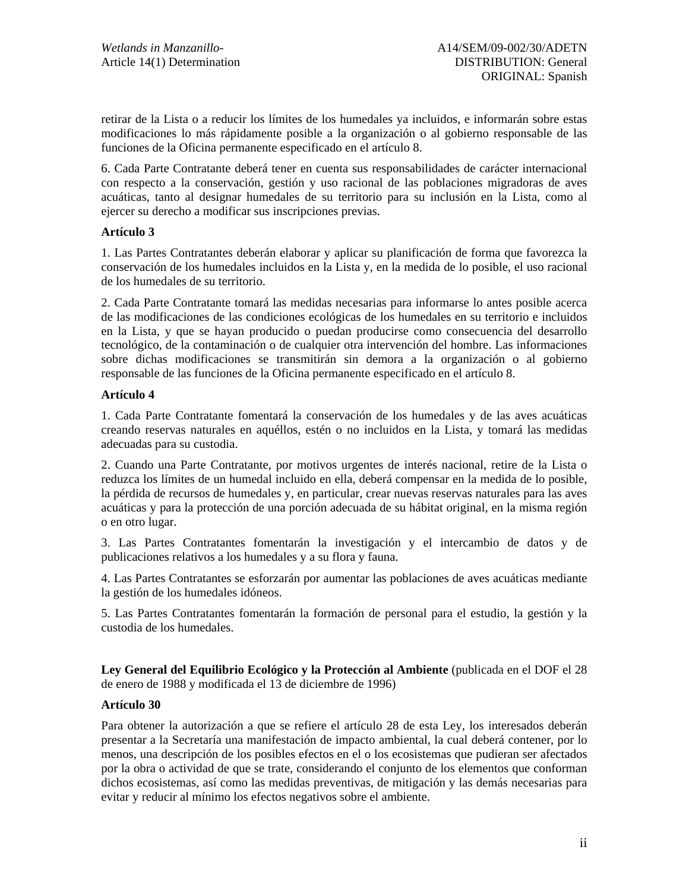retirar de la Lista o a reducir los límites de los humedales ya incluidos, e informarán sobre estas modificaciones lo más rápidamente posible a la organización o al gobierno responsable de las funciones de la Oficina permanente especificado en el artículo 8.

6. Cada Parte Contratante deberá tener en cuenta sus responsabilidades de carácter internacional con respecto a la conservación, gestión y uso racional de las poblaciones migradoras de aves acuáticas, tanto al designar humedales de su territorio para su inclusión en la Lista, como al ejercer su derecho a modificar sus inscripciones previas.

**Artículo 3**

1. Las Partes Contratantes deberán elaborar y aplicar su planificación de forma que favorezca la conservación de los humedales incluidos en la Lista y, en la medida de lo posible, el uso racional de los humedales de su territorio.

2. Cada Parte Contratante tomará las medidas necesarias para informarse lo antes posible acerca de las modificaciones de las condiciones ecológicas de los humedales en su territorio e incluidos en la Lista, y que se hayan producido o puedan producirse como consecuencia del desarrollo tecnológico, de la contaminación o de cualquier otra intervención del hombre. Las informaciones sobre dichas modificaciones se transmitirán sin demora a la organización o al gobierno responsable de las funciones de la Oficina permanente especificado en el artículo 8.

**Artículo 4**

1. Cada Parte Contratante fomentará la conservación de los humedales y de las aves acuáticas creando reservas naturales en aquéllos, estén o no incluidos en la Lista, y tomará las medidas adecuadas para su custodia.

2. Cuando una Parte Contratante, por motivos urgentes de interés nacional, retire de la Lista o reduzca los límites de un humedal incluido en ella, deberá compensar en la medida de lo posible, la pérdida de recursos de humedales y, en particular, crear nuevas reservas naturales para las aves acuáticas y para la protección de una porción adecuada de su hábitat original, en la misma región o en otro lugar.

3. Las Partes Contratantes fomentarán la investigación y el intercambio de datos y de publicaciones relativos a los humedales y a su flora y fauna.

4. Las Partes Contratantes se esforzarán por aumentar las poblaciones de aves acuáticas mediante la gestión de los humedales idóneos.

5. Las Partes Contratantes fomentarán la formación de personal para el estudio, la gestión y la custodia de los humedales.

**Ley General del Equilibrio Ecológico y la Protección al Ambiente** (publicada en el DOF el 28 de enero de 1988 y modificada el 13 de diciembre de 1996)

**Artículo 30**

Para obtener la autorización a que se refiere el artículo 28 de esta Ley, los interesados deberán presentar a la Secretaría una manifestación de impacto ambiental, la cual deberá contener, por lo menos, una descripción de los posibles efectos en el o los ecosistemas que pudieran ser afectados por la obra o actividad de que se trate, considerando el conjunto de los elementos que conforman dichos ecosistemas, así como las medidas preventivas, de mitigación y las demás necesarias para evitar y reducir al mínimo los efectos negativos sobre el ambiente.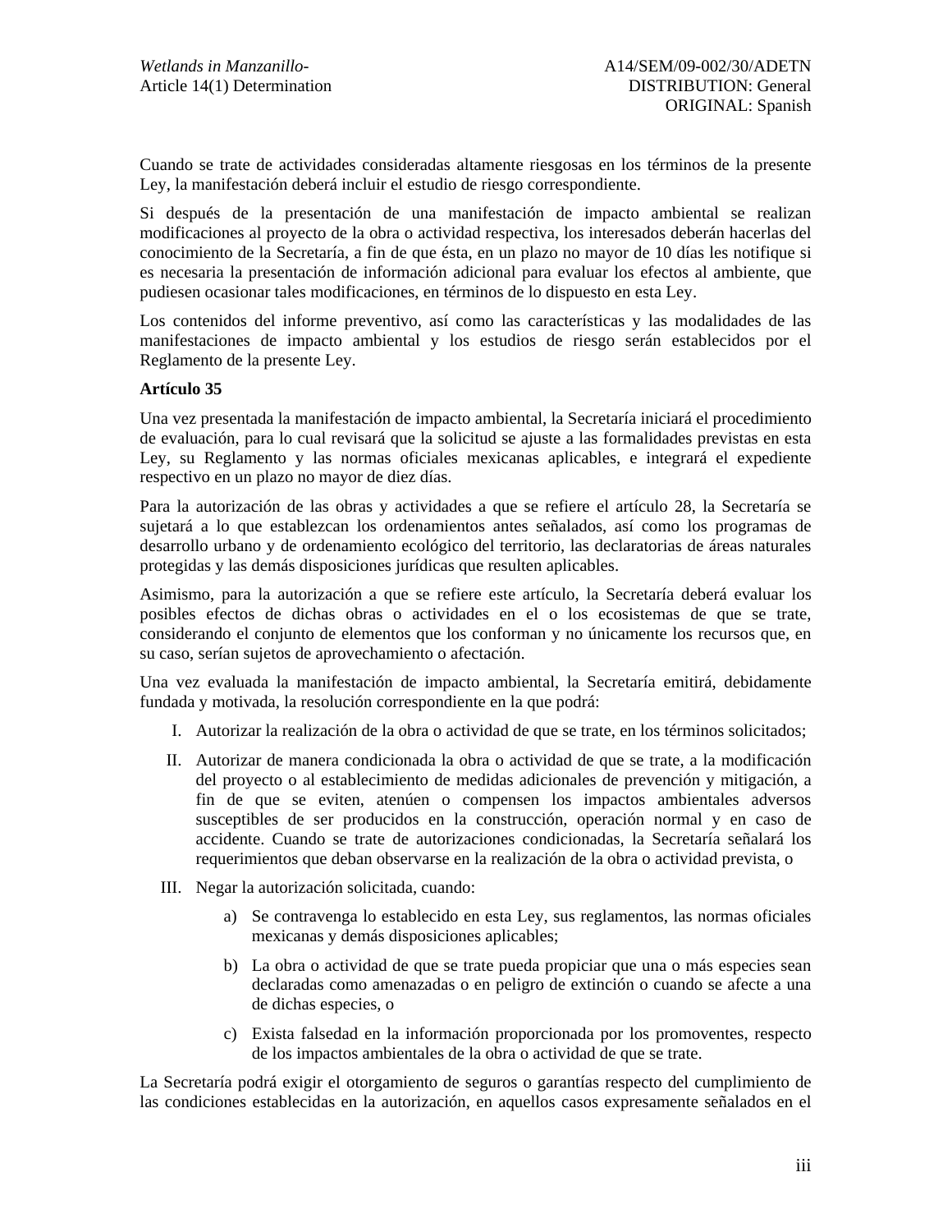Cuando se trate de actividades consideradas altamente riesgosas en los términos de la presente Ley, la manifestación deberá incluir el estudio de riesgo correspondiente.

Si después de la presentación de una manifestación de impacto ambiental se realizan modificaciones al proyecto de la obra o actividad respectiva, los interesados deberán hacerlas del conocimiento de la Secretaría, a fin de que ésta, en un plazo no mayor de 10 días les notifique si es necesaria la presentación de información adicional para evaluar los efectos al ambiente, que pudiesen ocasionar tales modificaciones, en términos de lo dispuesto en esta Ley.

Los contenidos del informe preventivo, así como las características y las modalidades de las manifestaciones de impacto ambiental y los estudios de riesgo serán establecidos por el Reglamento de la presente Ley.

**Artículo 35**

Una vez presentada la manifestación de impacto ambiental, la Secretaría iniciará el procedimiento de evaluación, para lo cual revisará que la solicitud se ajuste a las formalidades previstas en esta Ley, su Reglamento y las normas oficiales mexicanas aplicables, e integrará el expediente respectivo en un plazo no mayor de diez días.

Para la autorización de las obras y actividades a que se refiere el artículo 28, la Secretaría se sujetará a lo que establezcan los ordenamientos antes señalados, así como los programas de desarrollo urbano y de ordenamiento ecológico del territorio, las declaratorias de áreas naturales protegidas y las demás disposiciones jurídicas que resulten aplicables.

Asimismo, para la autorización a que se refiere este artículo, la Secretaría deberá evaluar los posibles efectos de dichas obras o actividades en el o los ecosistemas de que se trate, considerando el conjunto de elementos que los conforman y no únicamente los recursos que, en su caso, serían sujetos de aprovechamiento o afectación.

Una vez evaluada la manifestación de impacto ambiental, la Secretaría emitirá, debidamente fundada y motivada, la resolución correspondiente en la que podrá:

I. Autorizar la realización de la obra o actividad de que se trate, en los términos solicitados;

II. Autorizar de manera condicionada la obra o actividad de que se trate, a la modificación del proyecto o al establecimiento de medidas adicionales de prevención y mitigación, a fin de que se eviten, atenúen o compensen los impactos ambientales adversos susceptibles de ser producidos en la construcción, operación normal y en caso de accidente. Cuando se trate de autorizaciones condicionadas, la Secretaría señalará los requerimientos que deban observarse en la realización de la obra o actividad prevista, o

III. Negar la autorización solicitada, cuando:

   a) Se contravenga lo establecido en esta Ley, sus reglamentos, las normas oficiales mexicanas y demás disposiciones aplicables;

   b) La obra o actividad de que se trate pueda propiciar que una o más especies sean declaradas como amenazadas o en peligro de extinción o cuando se afecte a una de dichas especies, o

   c) Exista falsedad en la información proporcionada por los promoventes, respecto de los impactos ambientales de la obra o actividad de que se trate.

La Secretaría podrá exigir el otorgamiento de seguros o garantías respecto del cumplimiento de las condiciones establecidas en la autorización, en aquellos casos expresamente señalados en el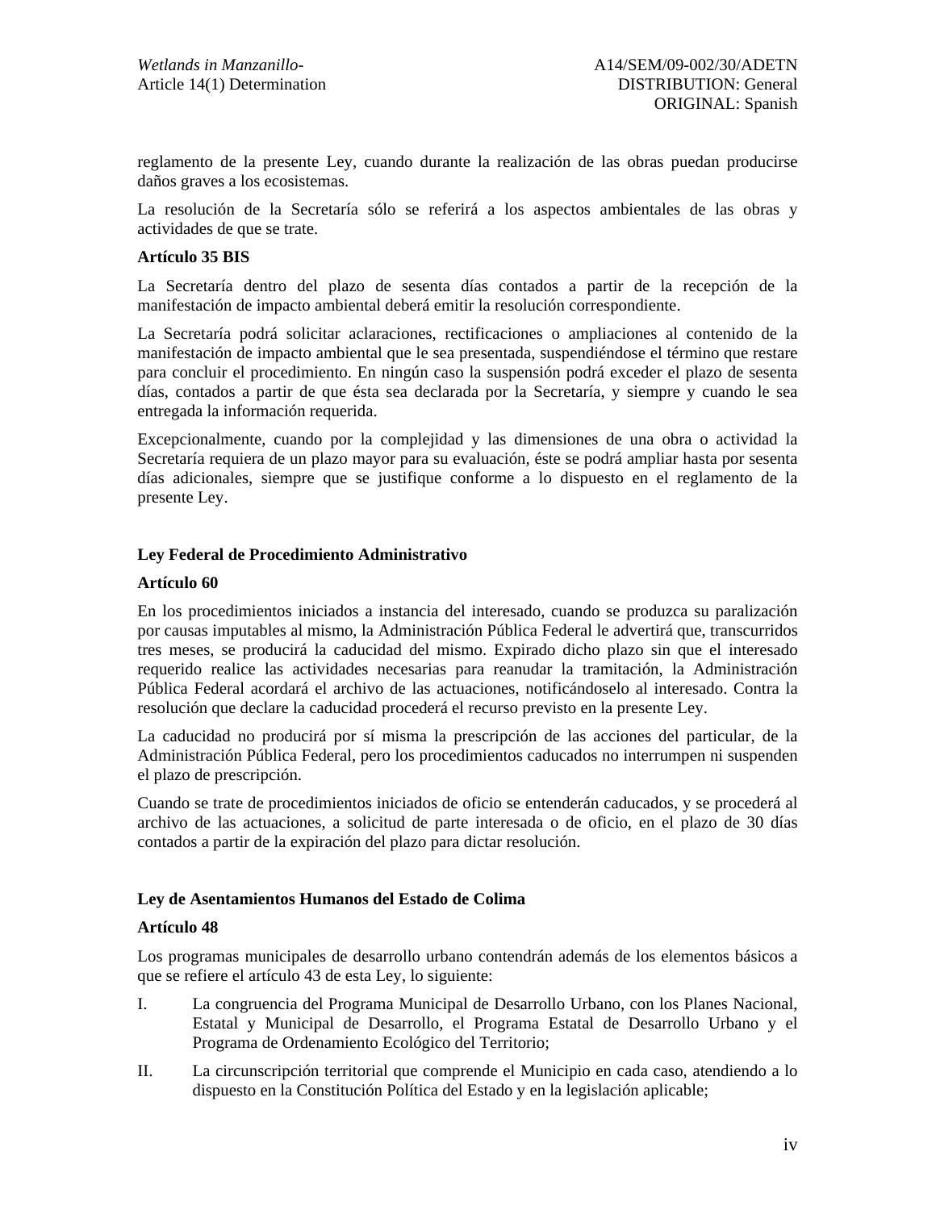reglamento de la presente Ley, cuando durante la realización de las obras puedan producirse daños graves a los ecosistemas.

La resolución de la Secretaría sólo se referirá a los aspectos ambientales de las obras y actividades de que se trate.

**Artículo 35 BIS**

La Secretaría dentro del plazo de sesenta días contados a partir de la recepción de la manifestación de impacto ambiental deberá emitir la resolución correspondiente.

La Secretaría podrá solicitar aclaraciones, rectificaciones o ampliaciones al contenido de la manifestación de impacto ambiental que le sea presentada, suspendiéndose el término que restare para concluir el procedimiento. En ningún caso la suspensión podrá exceder el plazo de sesenta días, contados a partir de que ésta sea declarada por la Secretaría, y siempre y cuando le sea entregada la información requerida.

Excepcionalmente, cuando por la complejidad y las dimensiones de una obra o actividad la Secretaría requiera de un plazo mayor para su evaluación, éste se podrá ampliar hasta por sesenta días adicionales, siempre que se justifique conforme a lo dispuesto en el reglamento de la presente Ley.

**Ley Federal de Procedimiento Administrativo**

**Artículo 60**

En los procedimientos iniciados a instancia del interesado, cuando se produzca su paralización por causas imputables al mismo, la Administración Pública Federal le advertirá que, transcurridos tres meses, se producirá la caducidad del mismo. Expirado dicho plazo sin que el interesado requerido realice las actividades necesarias para reanudar la tramitación, la Administración Pública Federal acordará el archivo de las actuaciones, notificándoselo al interesado. Contra la resolución que declare la caducidad procederá el recurso previsto en la presente Ley.

La caducidad no producirá por sí misma la prescripción de las acciones del particular, de la Administración Pública Federal, pero los procedimientos caducados no interrumpen ni suspenden el plazo de prescripción.

Cuando se trate de procedimientos iniciados de oficio se entenderán caducados, y se procederá al archivo de las actuaciones, a solicitud de parte interesada o de oficio, en el plazo de 30 días contados a partir de la expiración del plazo para dictar resolución.

**Ley de Asentamientos Humanos del Estado de Colima**

**Artículo 48**

Los programas municipales de desarrollo urbano contendrán además de los elementos básicos a que se refiere el artículo 43 de esta Ley, lo siguiente:

I. La congruencia del Programa Municipal de Desarrollo Urbano, con los Planes Nacional, Estatal y Municipal de Desarrollo, el Programa Estatal de Desarrollo Urbano y el Programa de Ordenamiento Ecológico del Territorio;

II. La circunscripción territorial que comprende el Municipio en cada caso, atendiendo a lo dispuesto en la Constitución Política del Estado y en la legislación aplicable;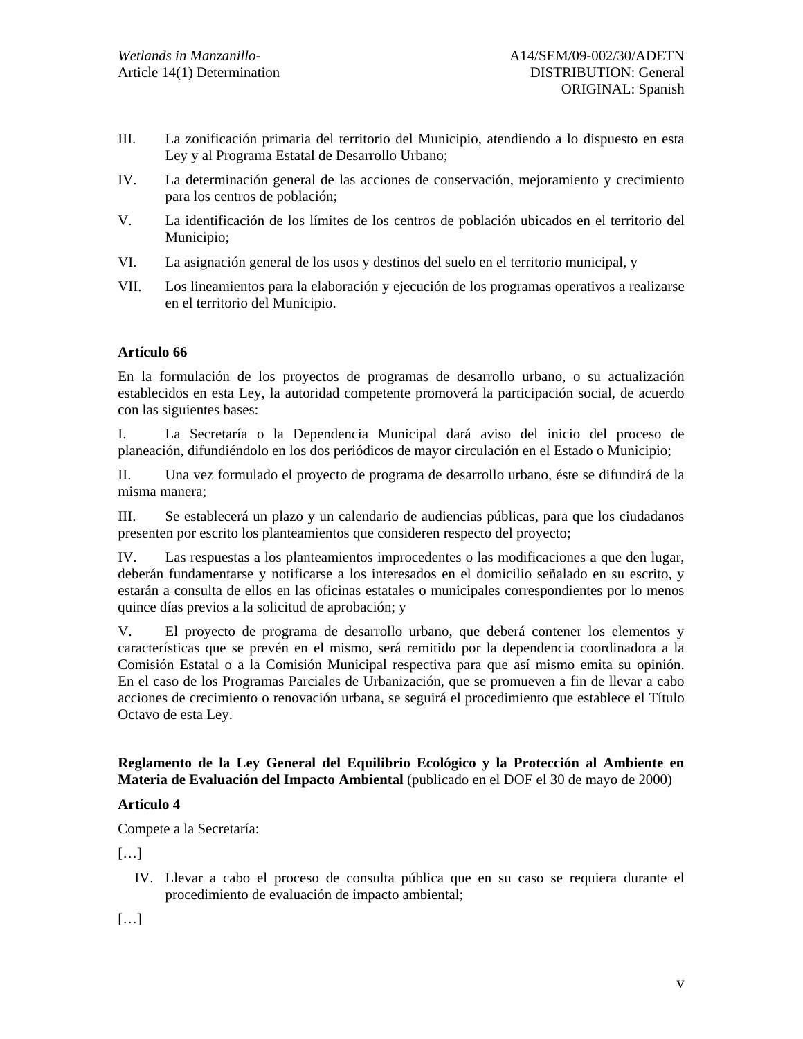III. La zonificación primaria del territorio del Municipio, atendiendo a lo dispuesto en esta Ley y al Programa Estatal de Desarrollo Urbano;

IV. La determinación general de las acciones de conservación, mejoramiento y crecimiento para los centros de población;

V. La identificación de los límites de los centros de población ubicados en el territorio del Municipio;

VI. La asignación general de los usos y destinos del suelo en el territorio municipal, y

VII. Los lineamientos para la elaboración y ejecución de los programas operativos a realizarse en el territorio del Municipio.

**Artículo 66**

En la formulación de los proyectos de programas de desarrollo urbano, o su actualización establecidos en esta Ley, la autoridad competente promoverá la participación social, de acuerdo con las siguientes bases:

I. La Secretaría o la Dependencia Municipal dará aviso del inicio del proceso de planeación, difundiéndolo en los dos periódicos de mayor circulación en el Estado o Municipio;

II. Una vez formulado el proyecto de programa de desarrollo urbano, éste se difundirá de la misma manera;

III. Se establecerá un plazo y un calendario de audiencias públicas, para que los ciudadanos presenten por escrito los planteamientos que consideren respecto del proyecto;

IV. Las respuestas a los planteamientos improcedentes o las modificaciones a que den lugar, deberán fundamentarse y notificarse a los interesados en el domicilio señalado en su escrito, y estarán a consulta de ellos en las oficinas estatales o municipales correspondientes por lo menos quince días previos a la solicitud de aprobación; y

V. El proyecto de programa de desarrollo urbano, que deberá contener los elementos y características que se prevén en el mismo, será remitido por la dependencia coordinadora a la Comisión Estatal o a la Comisión Municipal respectiva para que así mismo emita su opinión. En el caso de los Programas Parciales de Urbanización, que se promueven a fin de llevar a cabo acciones de crecimiento o renovación urbana, se seguirá el procedimiento que establece el Título Octavo de esta Ley.

**Reglamento de la Ley General del Equilibrio Ecológico y la Protección al Ambiente en Materia de Evaluación del Impacto Ambiental** (publicado en el DOF el 30 de mayo de 2000)

**Artículo 4**

Compete a la Secretaría:

[…]

IV. Llevar a cabo el proceso de consulta pública que en su caso se requiera durante el procedimiento de evaluación de impacto ambiental;

[…]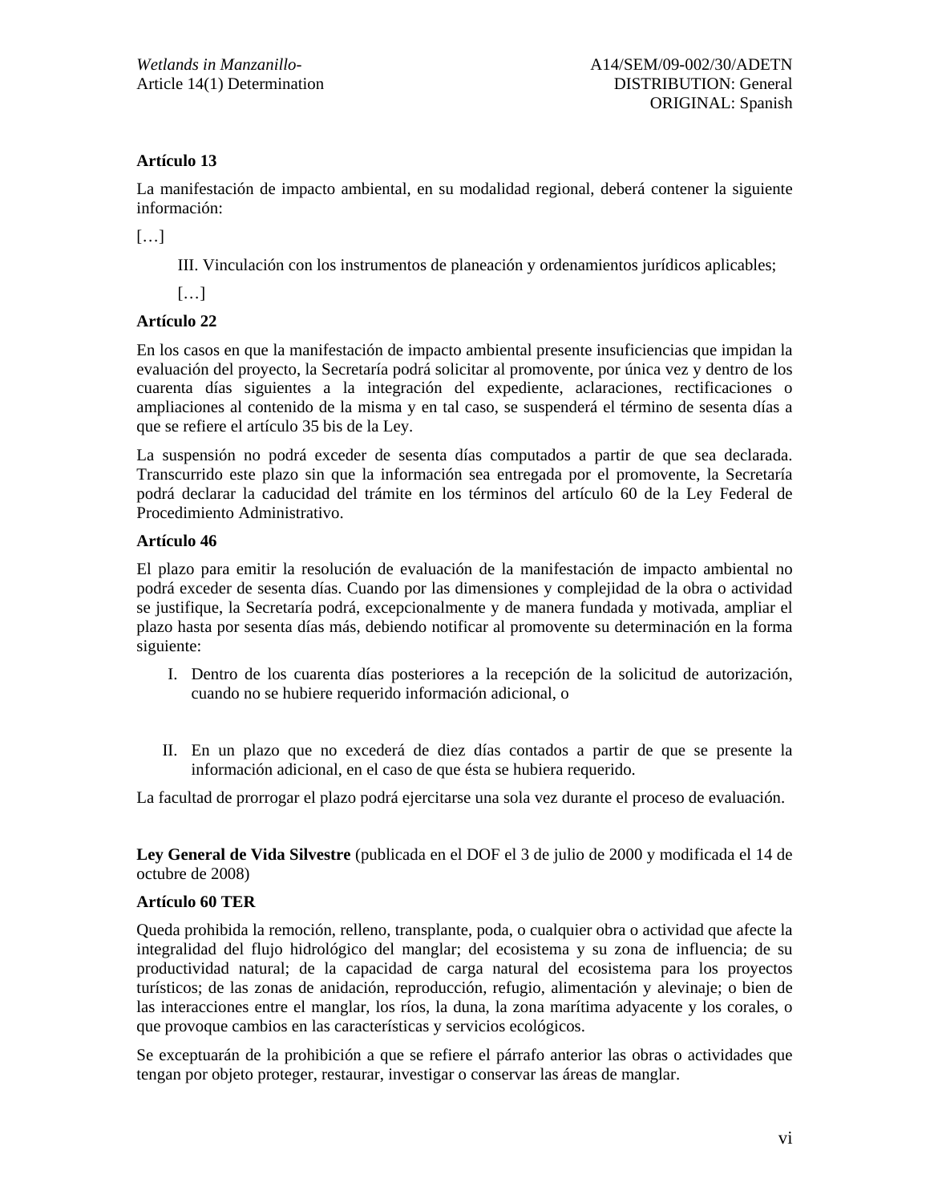**Artículo 13**

La manifestación de impacto ambiental, en su modalidad regional, deberá contener la siguiente información:

[…]

III. Vinculación con los instrumentos de planeación y ordenamientos jurídicos aplicables;

[…]

**Artículo 22**

En los casos en que la manifestación de impacto ambiental presente insuficiencias que impidan la evaluación del proyecto, la Secretaría podrá solicitar al promovente, por única vez y dentro de los cuarenta días siguientes a la integración del expediente, aclaraciones, rectificaciones o ampliaciones al contenido de la misma y en tal caso, se suspenderá el término de sesenta días a que se refiere el artículo 35 bis de la Ley.

La suspensión no podrá exceder de sesenta días computados a partir de que sea declarada. Transcurrido este plazo sin que la información sea entregada por el promovente, la Secretaría podrá declarar la caducidad del trámite en los términos del artículo 60 de la Ley Federal de Procedimiento Administrativo.

**Artículo 46**

El plazo para emitir la resolución de evaluación de la manifestación de impacto ambiental no podrá exceder de sesenta días. Cuando por las dimensiones y complejidad de la obra o actividad se justifique, la Secretaría podrá, excepcionalmente y de manera fundada y motivada, ampliar el plazo hasta por sesenta días más, debiendo notificar al promovente su determinación en la forma siguiente:

I. Dentro de los cuarenta días posteriores a la recepción de la solicitud de autorización, cuando no se hubiere requerido información adicional, o

II. En un plazo que no excederá de diez días contados a partir de que se presente la información adicional, en el caso de que ésta se hubiera requerido.

La facultad de prorrogar el plazo podrá ejercitarse una sola vez durante el proceso de evaluación.

**Ley General de Vida Silvestre** (publicada en el DOF el 3 de julio de 2000 y modificada el 14 de octubre de 2008)

**Artículo 60 TER**

Queda prohibida la remoción, relleno, transplante, poda, o cualquier obra o actividad que afecte la integralidad del flujo hidrológico del manglar; del ecosistema y su zona de influencia; de su productividad natural; de la capacidad de carga natural del ecosistema para los proyectos turísticos; de las zonas de anidación, reproducción, refugio, alimentación y alevinaje; o bien de las interacciones entre el manglar, los ríos, la duna, la zona marítima adyacente y los corales, o que provoque cambios en las características y servicios ecológicos.

Se exceptuarán de la prohibición a que se refiere el párrafo anterior las obras o actividades que tengan por objeto proteger, restaurar, investigar o conservar las áreas de manglar.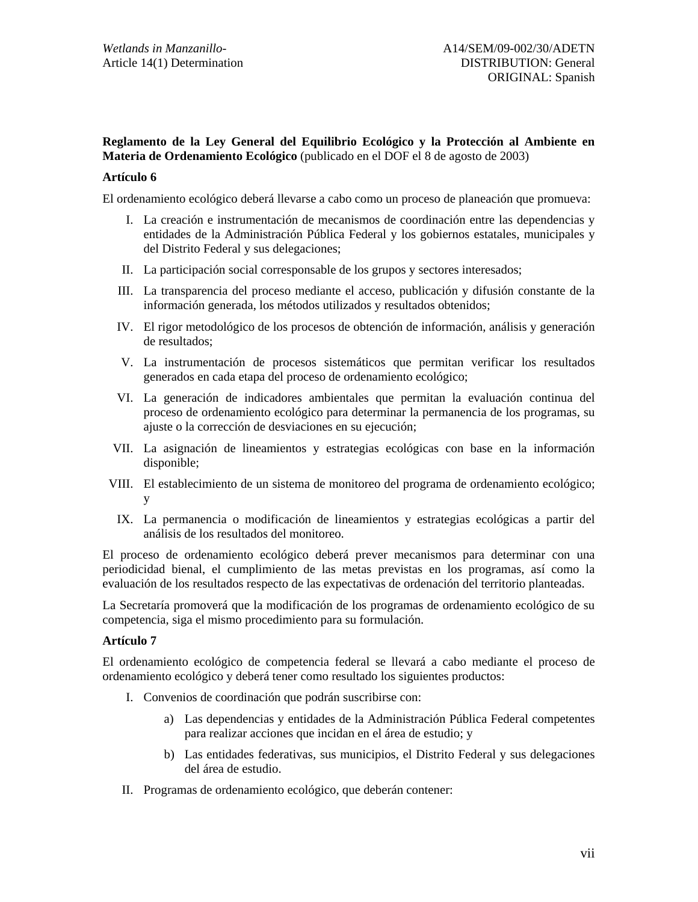**Reglamento de la Ley General del Equilibrio Ecológico y la Protección al Ambiente en Materia de Ordenamiento Ecológico** (publicado en el DOF el 8 de agosto de 2003)

**Artículo 6**

El ordenamiento ecológico deberá llevarse a cabo como un proceso de planeación que promueva:

I. La creación e instrumentación de mecanismos de coordinación entre las dependencias y entidades de la Administración Pública Federal y los gobiernos estatales, municipales y del Distrito Federal y sus delegaciones;

II. La participación social corresponsable de los grupos y sectores interesados;

III. La transparencia del proceso mediante el acceso, publicación y difusión constante de la información generada, los métodos utilizados y resultados obtenidos;

IV. El rigor metodológico de los procesos de obtención de información, análisis y generación de resultados;

V. La instrumentación de procesos sistemáticos que permitan verificar los resultados generados en cada etapa del proceso de ordenamiento ecológico;

VI. La generación de indicadores ambientales que permitan la evaluación continua del proceso de ordenamiento ecológico para determinar la permanencia de los programas, su ajuste o la corrección de desviaciones en su ejecución;

VII. La asignación de lineamientos y estrategias ecológicas con base en la información disponible;

VIII. El establecimiento de un sistema de monitoreo del programa de ordenamiento ecológico; y

IX. La permanencia o modificación de lineamientos y estrategias ecológicas a partir del análisis de los resultados del monitoreo.

El proceso de ordenamiento ecológico deberá prever mecanismos para determinar con una periodicidad bienal, el cumplimiento de las metas previstas en los programas, así como la evaluación de los resultados respecto de las expectativas de ordenación del territorio planteadas.

La Secretaría promoverá que la modificación de los programas de ordenamiento ecológico de su competencia, siga el mismo procedimiento para su formulación.

**Artículo 7**

El ordenamiento ecológico de competencia federal se llevará a cabo mediante el proceso de ordenamiento ecológico y deberá tener como resultado los siguientes productos:

I. Convenios de coordinación que podrán suscribirse con:

   a) Las dependencias y entidades de la Administración Pública Federal competentes para realizar acciones que incidan en el área de estudio; y

   b) Las entidades federativas, sus municipios, el Distrito Federal y sus delegaciones del área de estudio.

II. Programas de ordenamiento ecológico, que deberán contener: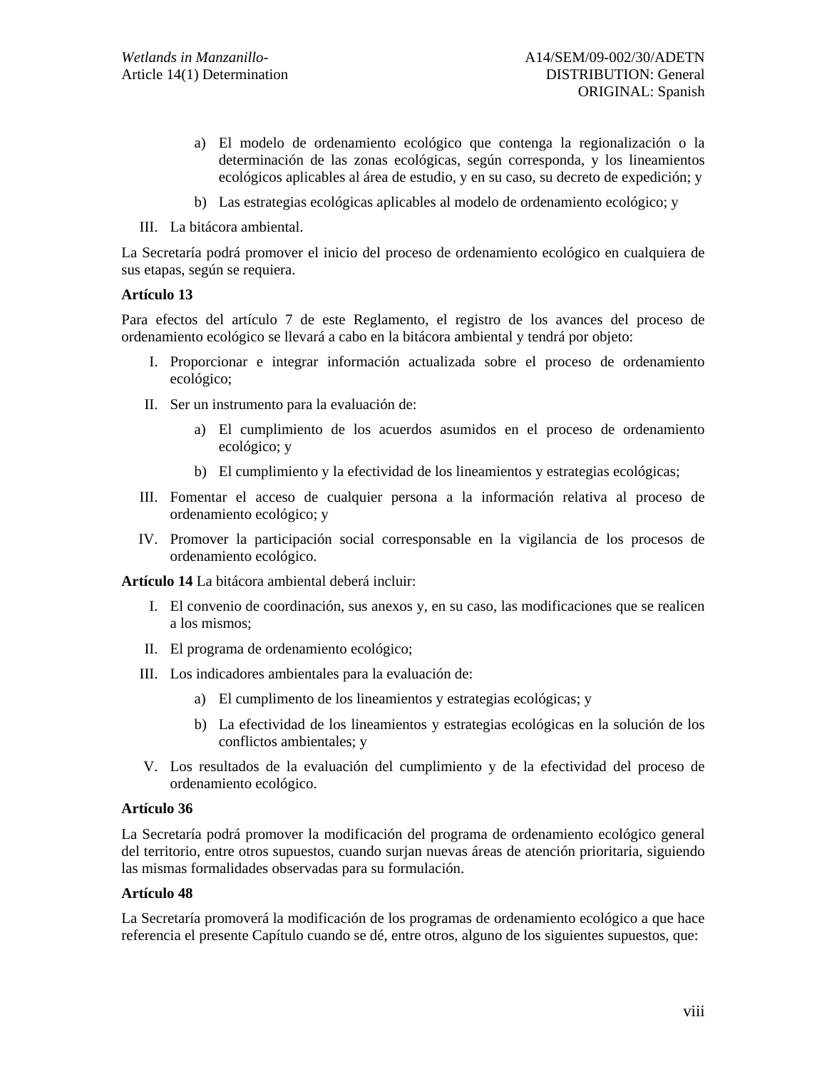a) El modelo de ordenamiento ecológico que contenga la regionalización o la determinación de las zonas ecológicas, según corresponda, y los lineamientos ecológicos aplicables al área de estudio, y en su caso, su decreto de expedición; y

b) Las estrategias ecológicas aplicables al modelo de ordenamiento ecológico; y

III. La bitácora ambiental.

La Secretaría podrá promover el inicio del proceso de ordenamiento ecológico en cualquiera de sus etapas, según se requiera.

**Artículo 13**

Para efectos del artículo 7 de este Reglamento, el registro de los avances del proceso de ordenamiento ecológico se llevará a cabo en la bitácora ambiental y tendrá por objeto:

I. Proporcionar e integrar información actualizada sobre el proceso de ordenamiento ecológico;

II. Ser un instrumento para la evaluación de:

   a) El cumplimiento de los acuerdos asumidos en el proceso de ordenamiento ecológico; y

   b) El cumplimiento y la efectividad de los lineamientos y estrategias ecológicas;

III. Fomentar el acceso de cualquier persona a la información relativa al proceso de ordenamiento ecológico; y

IV. Promover la participación social corresponsable en la vigilancia de los procesos de ordenamiento ecológico.

**Artículo 14** La bitácora ambiental deberá incluir:

I. El convenio de coordinación, sus anexos y, en su caso, las modificaciones que se realicen a los mismos;

II. El programa de ordenamiento ecológico;

III. Los indicadores ambientales para la evaluación de:

   a) El cumplimento de los lineamientos y estrategias ecológicas; y

   b) La efectividad de los lineamientos y estrategias ecológicas en la solución de los conflictos ambientales; y

V. Los resultados de la evaluación del cumplimiento y de la efectividad del proceso de ordenamiento ecológico.

**Artículo 36**

La Secretaría podrá promover la modificación del programa de ordenamiento ecológico general del territorio, entre otros supuestos, cuando surjan nuevas áreas de atención prioritaria, siguiendo las mismas formalidades observadas para su formulación.

**Artículo 48**

La Secretaría promoverá la modificación de los programas de ordenamiento ecológico a que hace referencia el presente Capítulo cuando se dé, entre otros, alguno de los siguientes supuestos, que: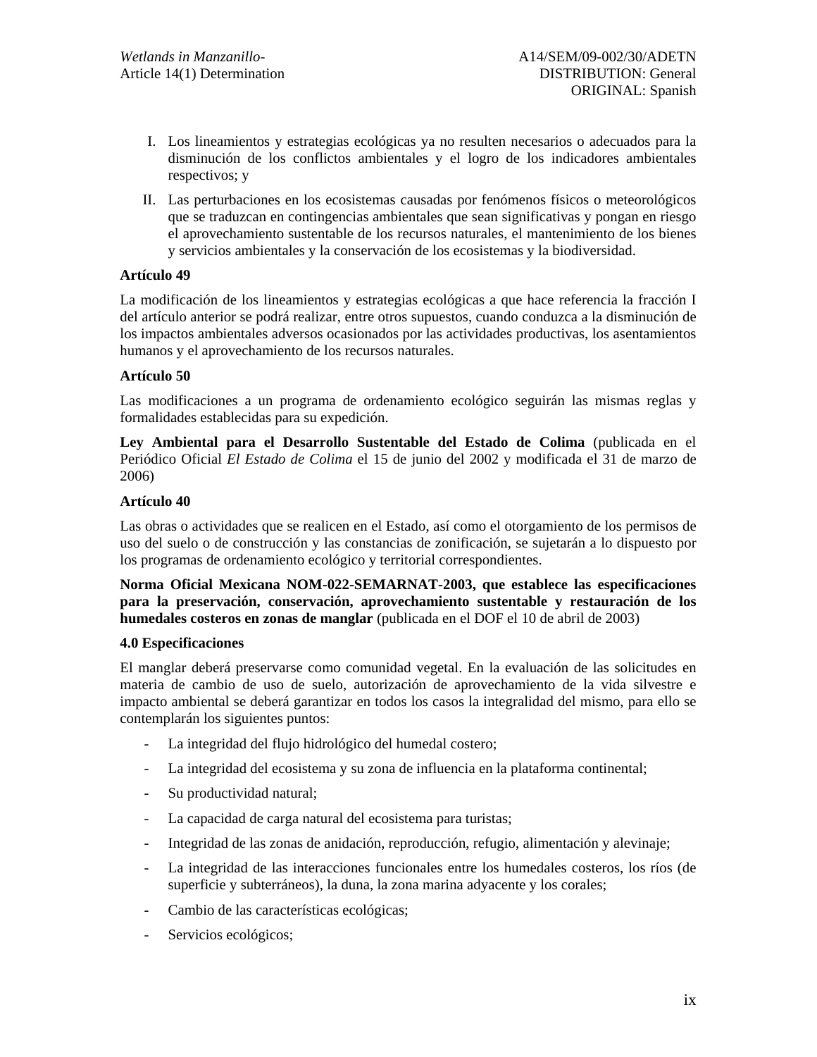I. Los lineamientos y estrategias ecológicas ya no resulten necesarios o adecuados para la disminución de los conflictos ambientales y el logro de los indicadores ambientales respectivos; y

II. Las perturbaciones en los ecosistemas causadas por fenómenos físicos o meteorológicos que se traduzcan en contingencias ambientales que sean significativas y pongan en riesgo el aprovechamiento sustentable de los recursos naturales, el mantenimiento de los bienes y servicios ambientales y la conservación de los ecosistemas y la biodiversidad.

**Artículo 49**

La modificación de los lineamientos y estrategias ecológicas a que hace referencia la fracción I del artículo anterior se podrá realizar, entre otros supuestos, cuando conduzca a la disminución de los impactos ambientales adversos ocasionados por las actividades productivas, los asentamientos humanos y el aprovechamiento de los recursos naturales.

**Artículo 50**

Las modificaciones a un programa de ordenamiento ecológico seguirán las mismas reglas y formalidades establecidas para su expedición.

**Ley Ambiental para el Desarrollo Sustentable del Estado de Colima** (publicada en el Periódico Oficial *El Estado de Colima* el 15 de junio del 2002 y modificada el 31 de marzo de 2006)

**Artículo 40**

Las obras o actividades que se realicen en el Estado, así como el otorgamiento de los permisos de uso del suelo o de construcción y las constancias de zonificación, se sujetarán a lo dispuesto por los programas de ordenamiento ecológico y territorial correspondientes.

**Norma Oficial Mexicana NOM-022-SEMARNAT-2003, que establece las especificaciones para la preservación, conservación, aprovechamiento sustentable y restauración de los humedales costeros en zonas de manglar** (publicada en el DOF el 10 de abril de 2003)

**4.0 Especificaciones**

El manglar deberá preservarse como comunidad vegetal. En la evaluación de las solicitudes en materia de cambio de uso de suelo, autorización de aprovechamiento de la vida silvestre e impacto ambiental se deberá garantizar en todos los casos la integralidad del mismo, para ello se contemplarán los siguientes puntos:

- La integridad del flujo hidrológico del humedal costero;
- La integridad del ecosistema y su zona de influencia en la plataforma continental;
- Su productividad natural;
- La capacidad de carga natural del ecosistema para turistas;
- Integridad de las zonas de anidación, reproducción, refugio, alimentación y alevinaje;
- La integridad de las interacciones funcionales entre los humedales costeros, los ríos (de superficie y subterráneos), la duna, la zona marina adyacente y los corales;
- Cambio de las características ecológicas;
- Servicios ecológicos;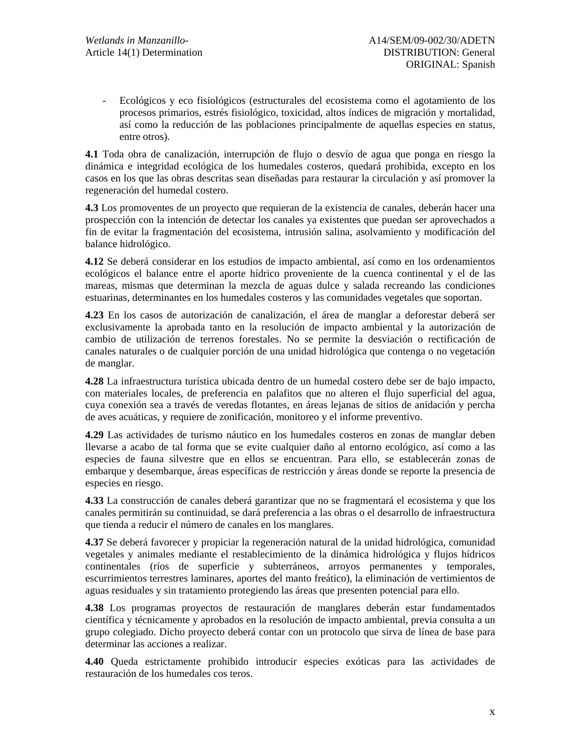- Ecológicos y eco fisiológicos (estructurales del ecosistema como el agotamiento de los procesos primarios, estrés fisiológico, toxicidad, altos índices de migración y mortalidad, así como la reducción de las poblaciones principalmente de aquellas especies en status, entre otros).

**4.1** Toda obra de canalización, interrupción de flujo o desvío de agua que ponga en riesgo la dinámica e integridad ecológica de los humedales costeros, quedará prohibida, excepto en los casos en los que las obras descritas sean diseñadas para restaurar la circulación y así promover la regeneración del humedal costero.

**4.3** Los promoventes de un proyecto que requieran de la existencia de canales, deberán hacer una prospección con la intención de detectar los canales ya existentes que puedan ser aprovechados a fin de evitar la fragmentación del ecosistema, intrusión salina, asolvamiento y modificación del balance hidrológico.

**4.12** Se deberá considerar en los estudios de impacto ambiental, así como en los ordenamientos ecológicos el balance entre el aporte hídrico proveniente de la cuenca continental y el de las mareas, mismas que determinan la mezcla de aguas dulce y salada recreando las condiciones estuarinas, determinantes en los humedales costeros y las comunidades vegetales que soportan.

**4.23** En los casos de autorización de canalización, el área de manglar a deforestar deberá ser exclusivamente la aprobada tanto en la resolución de impacto ambiental y la autorización de cambio de utilización de terrenos forestales. No se permite la desviación o rectificación de canales naturales o de cualquier porción de una unidad hidrológica que contenga o no vegetación de manglar.

**4.28** La infraestructura turística ubicada dentro de un humedal costero debe ser de bajo impacto, con materiales locales, de preferencia en palafitos que no alteren el flujo superficial del agua, cuya conexión sea a través de veredas flotantes, en áreas lejanas de sitios de anidación y percha de aves acuáticas, y requiere de zonificación, monitoreo y el informe preventivo.

**4.29** Las actividades de turismo náutico en los humedales costeros en zonas de manglar deben llevarse a acabo de tal forma que se evite cualquier daño al entorno ecológico, así como a las especies de fauna silvestre que en ellos se encuentran. Para ello, se establecerán zonas de embarque y desembarque, áreas específicas de restricción y áreas donde se reporte la presencia de especies en riesgo.

**4.33** La construcción de canales deberá garantizar que no se fragmentará el ecosistema y que los canales permitirán su continuidad, se dará preferencia a las obras o el desarrollo de infraestructura que tienda a reducir el número de canales en los manglares.

**4.37** Se deberá favorecer y propiciar la regeneración natural de la unidad hidrológica, comunidad vegetales y animales mediante el restablecimiento de la dinámica hidrológica y flujos hídricos continentales (ríos de superficie y subterráneos, arroyos permanentes y temporales, escurrimientos terrestres laminares, aportes del manto freático), la eliminación de vertimientos de aguas residuales y sin tratamiento protegiendo las áreas que presenten potencial para ello.

**4.38** Los programas proyectos de restauración de manglares deberán estar fundamentados científica y técnicamente y aprobados en la resolución de impacto ambiental, previa consulta a un grupo colegiado. Dicho proyecto deberá contar con un protocolo que sirva de línea de base para determinar las acciones a realizar.

**4.40** Queda estrictamente prohibido introducir especies exóticas para las actividades de restauración de los humedales cos teros.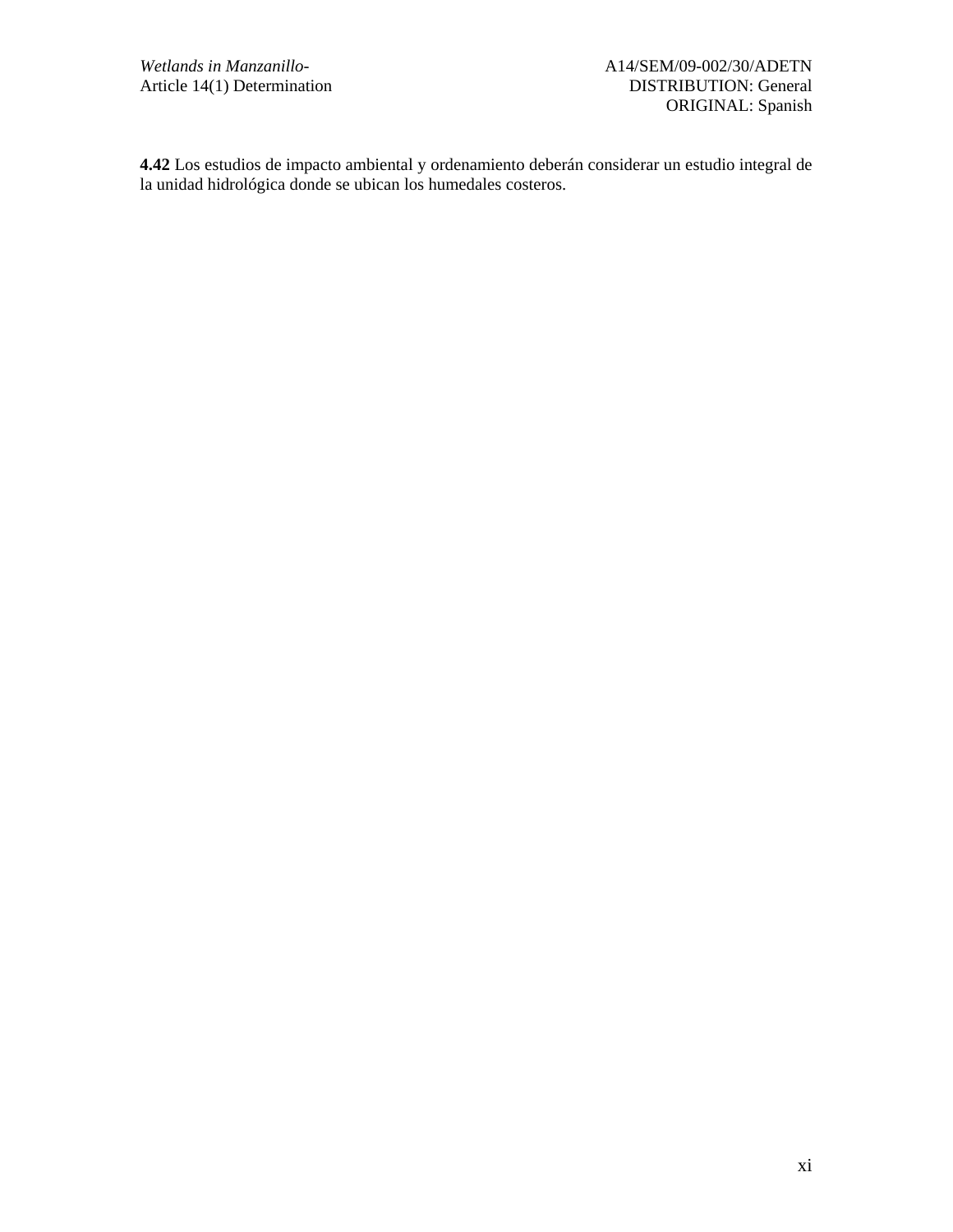**4.42** Los estudios de impacto ambiental y ordenamiento deberán considerar un estudio integral de la unidad hidrológica donde se ubican los humedales costeros.